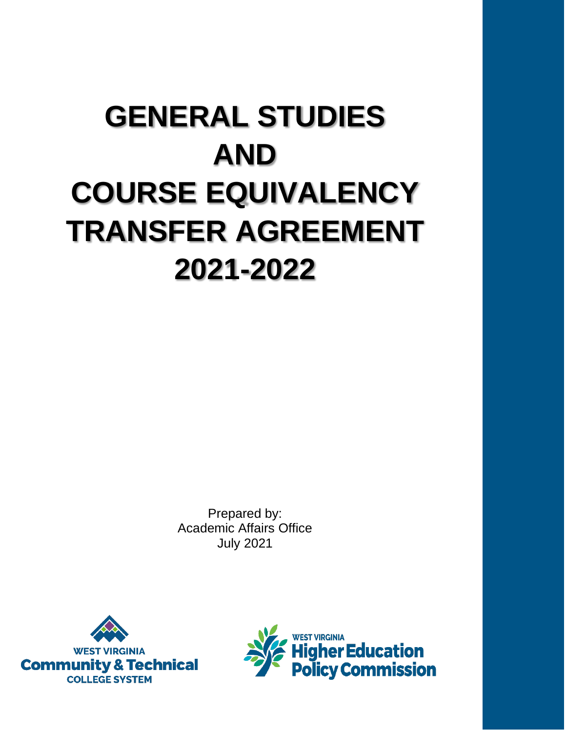# GENERAL STUDIES AND COURSE EQUIVALENCY TRANSFER AGREEMENT 2021-2022

Prepared by:
Academic Affairs Office
July 2021

WEST VIRGINIA
Community & Technical
COLLEGE SYSTEM

WEST VIRGINIA
Higher Education
Policy Commission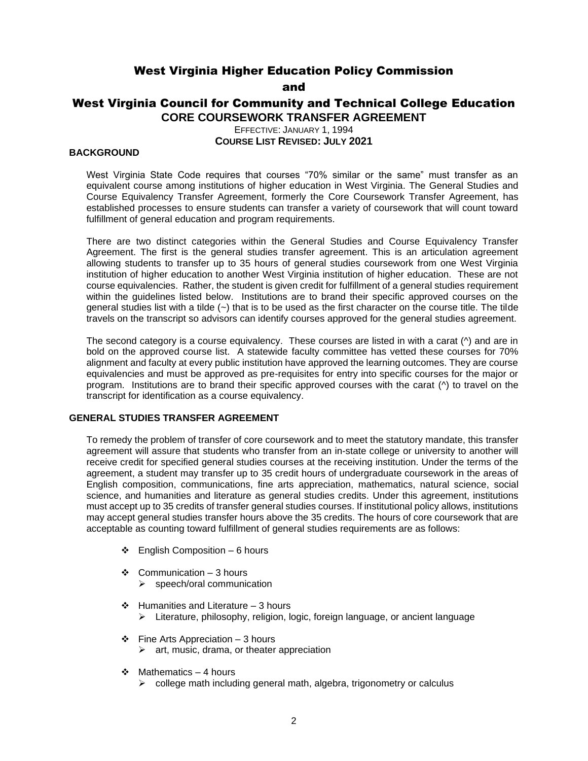# West Virginia Higher Education Policy Commission

and

# West Virginia Council for Community and Technical College Education

## CORE COURSEWORK TRANSFER AGREEMENT

EFFECTIVE: JANUARY 1, 1994

**COURSE LIST REVISED: JULY 2021**

### BACKGROUND

West Virginia State Code requires that courses "70% similar or the same" must transfer as an equivalent course among institutions of higher education in West Virginia. The General Studies and Course Equivalency Transfer Agreement, formerly the Core Coursework Transfer Agreement, has established processes to ensure students can transfer a variety of coursework that will count toward fulfillment of general education and program requirements.

There are two distinct categories within the General Studies and Course Equivalency Transfer Agreement. The first is the general studies transfer agreement. This is an articulation agreement allowing students to transfer up to 35 hours of general studies coursework from one West Virginia institution of higher education to another West Virginia institution of higher education. These are not course equivalencies. Rather, the student is given credit for fulfillment of a general studies requirement within the guidelines listed below. Institutions are to brand their specific approved courses on the general studies list with a tilde (~) that is to be used as the first character on the course title. The tilde travels on the transcript so advisors can identify courses approved for the general studies agreement.

The second category is a course equivalency. These courses are listed in with a carat (^) and are in bold on the approved course list. A statewide faculty committee has vetted these courses for 70% alignment and faculty at every public institution have approved the learning outcomes. They are course equivalencies and must be approved as pre-requisites for entry into specific courses for the major or program. Institutions are to brand their specific approved courses with the carat (^) to travel on the transcript for identification as a course equivalency.

### GENERAL STUDIES TRANSFER AGREEMENT

To remedy the problem of transfer of core coursework and to meet the statutory mandate, this transfer agreement will assure that students who transfer from an in-state college or university to another will receive credit for specified general studies courses at the receiving institution. Under the terms of the agreement, a student may transfer up to 35 credit hours of undergraduate coursework in the areas of English composition, communications, fine arts appreciation, mathematics, natural science, social science, and humanities and literature as general studies credits. Under this agreement, institutions must accept up to 35 credits of transfer general studies courses. If institutional policy allows, institutions may accept general studies transfer hours above the 35 credits. The hours of core coursework that are acceptable as counting toward fulfillment of general studies requirements are as follows:

- English Composition – 6 hours
- Communication – 3 hours
  - speech/oral communication
- Humanities and Literature – 3 hours
  - Literature, philosophy, religion, logic, foreign language, or ancient language
- Fine Arts Appreciation – 3 hours
  - art, music, drama, or theater appreciation
- Mathematics – 4 hours
  - college math including general math, algebra, trigonometry or calculus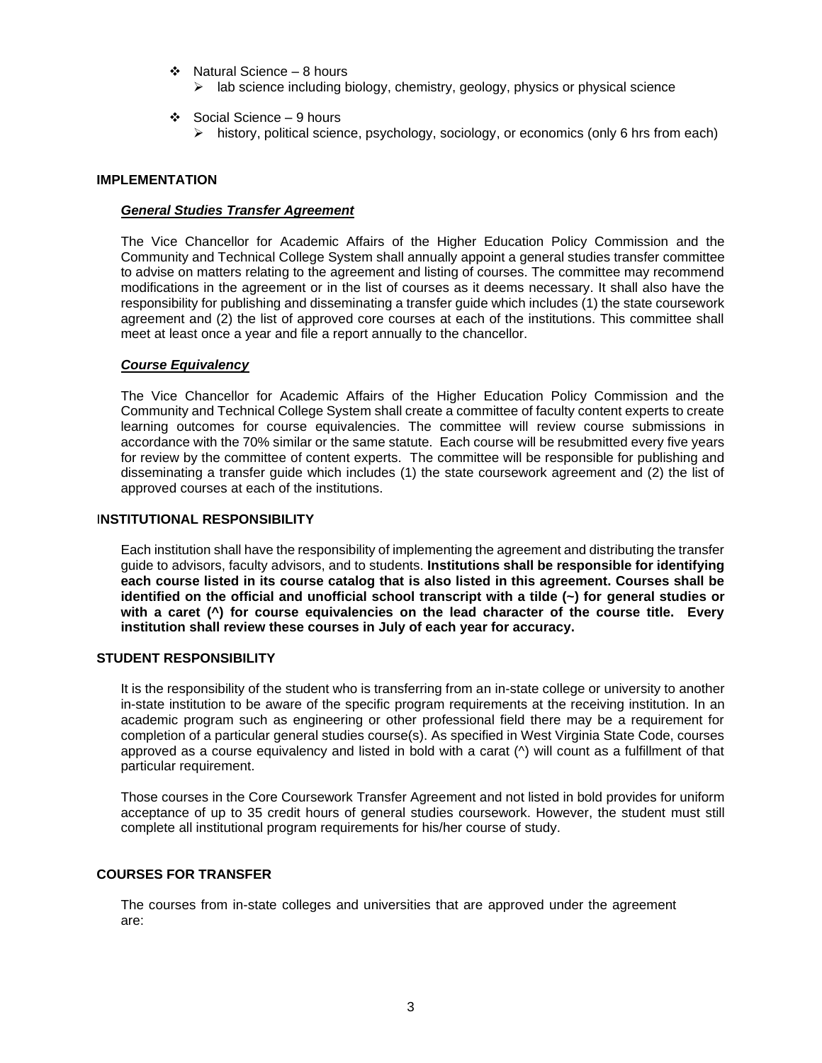- Natural Science – 8 hours
  - lab science including biology, chemistry, geology, physics or physical science
- Social Science – 9 hours
  - history, political science, psychology, sociology, or economics (only 6 hrs from each)

## IMPLEMENTATION

### ***General Studies Transfer Agreement***

The Vice Chancellor for Academic Affairs of the Higher Education Policy Commission and the Community and Technical College System shall annually appoint a general studies transfer committee to advise on matters relating to the agreement and listing of courses. The committee may recommend modifications in the agreement or in the list of courses as it deems necessary. It shall also have the responsibility for publishing and disseminating a transfer guide which includes (1) the state coursework agreement and (2) the list of approved core courses at each of the institutions. This committee shall meet at least once a year and file a report annually to the chancellor.

### ***Course Equivalency***

The Vice Chancellor for Academic Affairs of the Higher Education Policy Commission and the Community and Technical College System shall create a committee of faculty content experts to create learning outcomes for course equivalencies. The committee will review course submissions in accordance with the 70% similar or the same statute. Each course will be resubmitted every five years for review by the committee of content experts. The committee will be responsible for publishing and disseminating a transfer guide which includes (1) the state coursework agreement and (2) the list of approved courses at each of the institutions.

## INSTITUTIONAL RESPONSIBILITY

Each institution shall have the responsibility of implementing the agreement and distributing the transfer guide to advisors, faculty advisors, and to students. **Institutions shall be responsible for identifying each course listed in its course catalog that is also listed in this agreement. Courses shall be identified on the official and unofficial school transcript with a tilde (~) for general studies or with a caret (^) for course equivalencies on the lead character of the course title. Every institution shall review these courses in July of each year for accuracy.**

## STUDENT RESPONSIBILITY

It is the responsibility of the student who is transferring from an in-state college or university to another in-state institution to be aware of the specific program requirements at the receiving institution. In an academic program such as engineering or other professional field there may be a requirement for completion of a particular general studies course(s). As specified in West Virginia State Code, courses approved as a course equivalency and listed in bold with a carat (^) will count as a fulfillment of that particular requirement.

Those courses in the Core Coursework Transfer Agreement and not listed in bold provides for uniform acceptance of up to 35 credit hours of general studies coursework. However, the student must still complete all institutional program requirements for his/her course of study.

## COURSES FOR TRANSFER

The courses from in-state colleges and universities that are approved under the agreement are: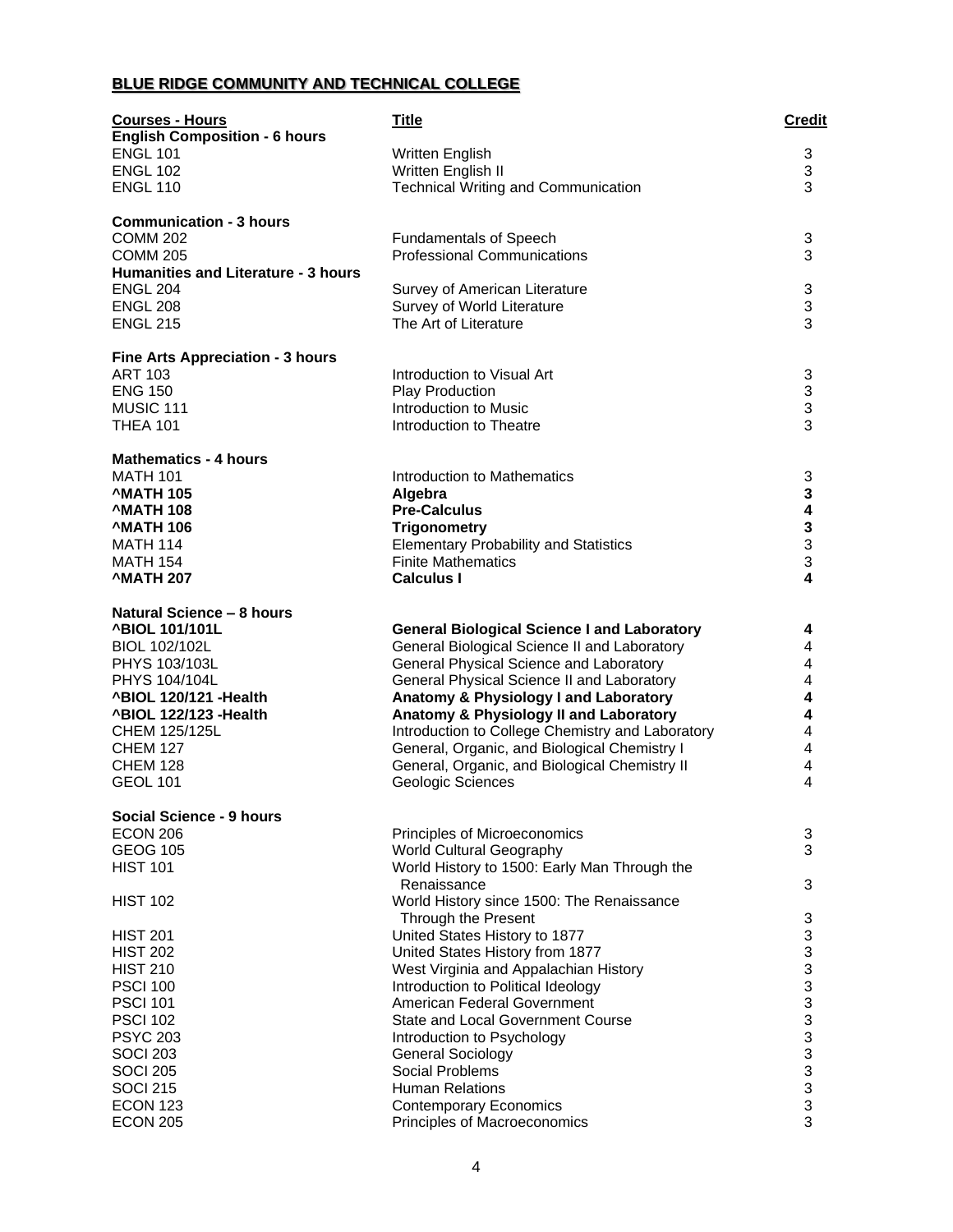**BLUE RIDGE COMMUNITY AND TECHNICAL COLLEGE**

| Courses - Hours | Title | Credit |
|---|---|---|
| **English Composition - 6 hours** | | |
| ENGL 101 | Written English | 3 |
| ENGL 102 | Written English II | 3 |
| ENGL 110 | Technical Writing and Communication | 3 |
| **Communication - 3 hours** | | |
| COMM 202 | Fundamentals of Speech | 3 |
| COMM 205 | Professional Communications | 3 |
| **Humanities and Literature - 3 hours** | | |
| ENGL 204 | Survey of American Literature | 3 |
| ENGL 208 | Survey of World Literature | 3 |
| ENGL 215 | The Art of Literature | 3 |
| **Fine Arts Appreciation - 3 hours** | | |
| ART 103 | Introduction to Visual Art | 3 |
| ENG 150 | Play Production | 3 |
| MUSIC 111 | Introduction to Music | 3 |
| THEA 101 | Introduction to Theatre | 3 |
| **Mathematics - 4 hours** | | |
| MATH 101 | Introduction to Mathematics | 3 |
| **^MATH 105** | **Algebra** | **3** |
| **^MATH 108** | **Pre-Calculus** | **4** |
| **^MATH 106** | **Trigonometry** | **3** |
| MATH 114 | Elementary Probability and Statistics | 3 |
| MATH 154 | Finite Mathematics | 3 |
| **^MATH 207** | **Calculus I** | **4** |
| **Natural Science – 8 hours** | | |
| **^BIOL 101/101L** | **General Biological Science I and Laboratory** | **4** |
| BIOL 102/102L | General Biological Science II and Laboratory | 4 |
| PHYS 103/103L | General Physical Science and Laboratory | 4 |
| PHYS 104/104L | General Physical Science II and Laboratory | 4 |
| **^BIOL 120/121 -Health** | **Anatomy & Physiology I and Laboratory** | **4** |
| **^BIOL 122/123 -Health** | **Anatomy & Physiology II and Laboratory** | **4** |
| CHEM 125/125L | Introduction to College Chemistry and Laboratory | 4 |
| CHEM 127 | General, Organic, and Biological Chemistry I | 4 |
| CHEM 128 | General, Organic, and Biological Chemistry II | 4 |
| GEOL 101 | Geologic Sciences | 4 |
| **Social Science - 9 hours** | | |
| ECON 206 | Principles of Microeconomics | 3 |
| GEOG 105 | World Cultural Geography | 3 |
| HIST 101 | World History to 1500: Early Man Through the Renaissance | 3 |
| HIST 102 | World History since 1500: The Renaissance Through the Present | 3 |
| HIST 201 | United States History to 1877 | 3 |
| HIST 202 | United States History from 1877 | 3 |
| HIST 210 | West Virginia and Appalachian History | 3 |
| PSCI 100 | Introduction to Political Ideology | 3 |
| PSCI 101 | American Federal Government | 3 |
| PSCI 102 | State and Local Government Course | 3 |
| PSYC 203 | Introduction to Psychology | 3 |
| SOCI 203 | General Sociology | 3 |
| SOCI 205 | Social Problems | 3 |
| SOCI 215 | Human Relations | 3 |
| ECON 123 | Contemporary Economics | 3 |
| ECON 205 | Principles of Macroeconomics | 3 |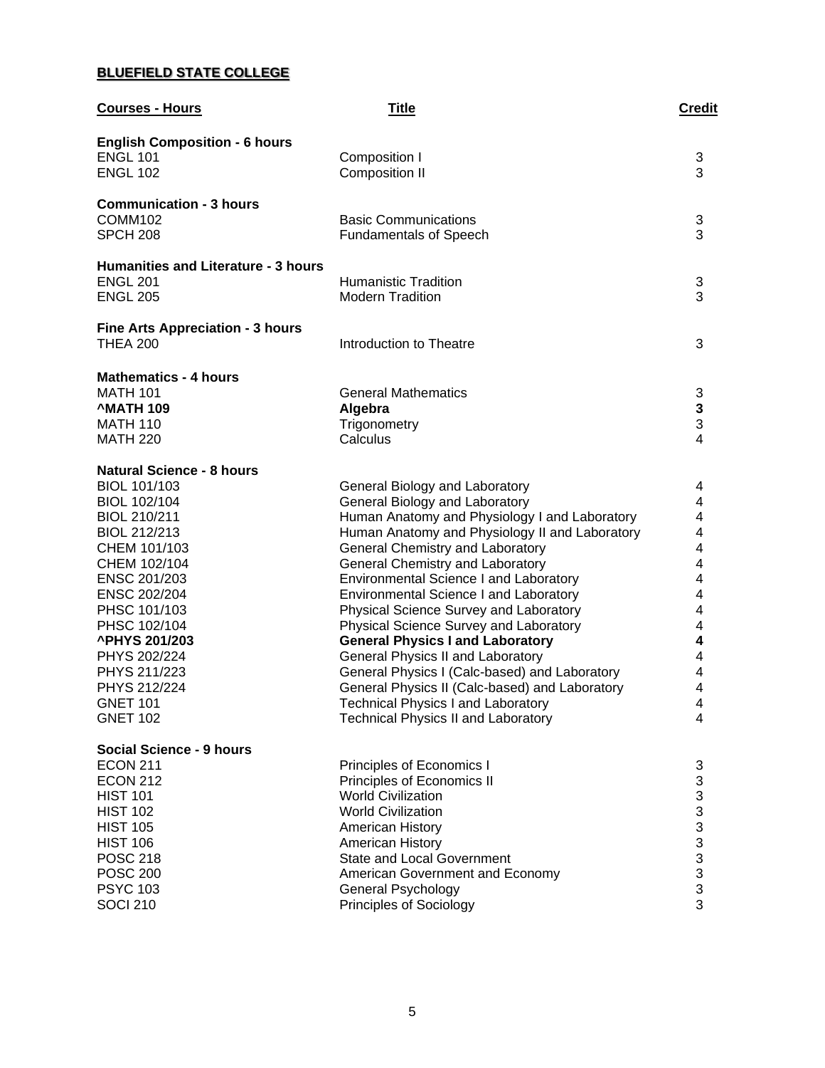**BLUEFIELD STATE COLLEGE**

| Courses - Hours | Title | Credit |
|---|---|---|
| **English Composition - 6 hours** | | |
| ENGL 101 | Composition I | 3 |
| ENGL 102 | Composition II | 3 |
| **Communication - 3 hours** | | |
| COMM102 | Basic Communications | 3 |
| SPCH 208 | Fundamentals of Speech | 3 |
| **Humanities and Literature - 3 hours** | | |
| ENGL 201 | Humanistic Tradition | 3 |
| ENGL 205 | Modern Tradition | 3 |
| **Fine Arts Appreciation - 3 hours** | | |
| THEA 200 | Introduction to Theatre | 3 |
| **Mathematics - 4 hours** | | |
| MATH 101 | General Mathematics | 3 |
| **^MATH 109** | **Algebra** | **3** |
| MATH 110 | Trigonometry | 3 |
| MATH 220 | Calculus | 4 |
| **Natural Science - 8 hours** | | |
| BIOL 101/103 | General Biology and Laboratory | 4 |
| BIOL 102/104 | General Biology and Laboratory | 4 |
| BIOL 210/211 | Human Anatomy and Physiology I and Laboratory | 4 |
| BIOL 212/213 | Human Anatomy and Physiology II and Laboratory | 4 |
| CHEM 101/103 | General Chemistry and Laboratory | 4 |
| CHEM 102/104 | General Chemistry and Laboratory | 4 |
| ENSC 201/203 | Environmental Science I and Laboratory | 4 |
| ENSC 202/204 | Environmental Science I and Laboratory | 4 |
| PHSC 101/103 | Physical Science Survey and Laboratory | 4 |
| PHSC 102/104 | Physical Science Survey and Laboratory | 4 |
| **^PHYS 201/203** | **General Physics I and Laboratory** | **4** |
| PHYS 202/224 | General Physics II and Laboratory | 4 |
| PHYS 211/223 | General Physics I (Calc-based) and Laboratory | 4 |
| PHYS 212/224 | General Physics II (Calc-based) and Laboratory | 4 |
| GNET 101 | Technical Physics I and Laboratory | 4 |
| GNET 102 | Technical Physics II and Laboratory | 4 |
| **Social Science - 9 hours** | | |
| ECON 211 | Principles of Economics I | 3 |
| ECON 212 | Principles of Economics II | 3 |
| HIST 101 | World Civilization | 3 |
| HIST 102 | World Civilization | 3 |
| HIST 105 | American History | 3 |
| HIST 106 | American History | 3 |
| POSC 218 | State and Local Government | 3 |
| POSC 200 | American Government and Economy | 3 |
| PSYC 103 | General Psychology | 3 |
| SOCI 210 | Principles of Sociology | 3 |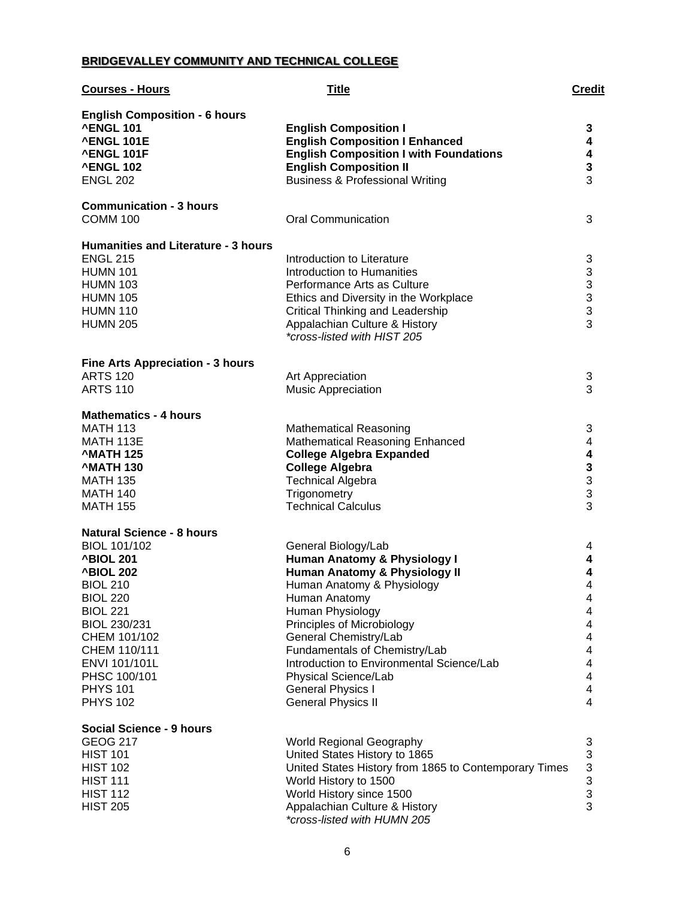**BRIDGEVALLEY COMMUNITY AND TECHNICAL COLLEGE**

| Courses - Hours | Title | Credit |
|---|---|---|
| **English Composition - 6 hours** | | |
| **^ENGL 101** | **English Composition I** | **3** |
| **^ENGL 101E** | **English Composition I Enhanced** | **4** |
| **^ENGL 101F** | **English Composition I with Foundations** | **4** |
| **^ENGL 102** | **English Composition II** | **3** |
| ENGL 202 | Business & Professional Writing | 3 |
| **Communication - 3 hours** | | |
| COMM 100 | Oral Communication | 3 |
| **Humanities and Literature - 3 hours** | | |
| ENGL 215 | Introduction to Literature | 3 |
| HUMN 101 | Introduction to Humanities | 3 |
| HUMN 103 | Performance Arts as Culture | 3 |
| HUMN 105 | Ethics and Diversity in the Workplace | 3 |
| HUMN 110 | Critical Thinking and Leadership | 3 |
| HUMN 205 | Appalachian Culture & History *\*cross-listed with HIST 205* | 3 |
| **Fine Arts Appreciation - 3 hours** | | |
| ARTS 120 | Art Appreciation | 3 |
| ARTS 110 | Music Appreciation | 3 |
| **Mathematics - 4 hours** | | |
| MATH 113 | Mathematical Reasoning | 3 |
| MATH 113E | Mathematical Reasoning Enhanced | 4 |
| **^MATH 125** | **College Algebra Expanded** | **4** |
| **^MATH 130** | **College Algebra** | **3** |
| MATH 135 | Technical Algebra | 3 |
| MATH 140 | Trigonometry | 3 |
| MATH 155 | Technical Calculus | 3 |
| **Natural Science - 8 hours** | | |
| BIOL 101/102 | General Biology/Lab | 4 |
| **^BIOL 201** | **Human Anatomy & Physiology I** | **4** |
| **^BIOL 202** | **Human Anatomy & Physiology II** | **4** |
| BIOL 210 | Human Anatomy & Physiology | 4 |
| BIOL 220 | Human Anatomy | 4 |
| BIOL 221 | Human Physiology | 4 |
| BIOL 230/231 | Principles of Microbiology | 4 |
| CHEM 101/102 | General Chemistry/Lab | 4 |
| CHEM 110/111 | Fundamentals of Chemistry/Lab | 4 |
| ENVI 101/101L | Introduction to Environmental Science/Lab | 4 |
| PHSC 100/101 | Physical Science/Lab | 4 |
| PHYS 101 | General Physics I | 4 |
| PHYS 102 | General Physics II | 4 |
| **Social Science - 9 hours** | | |
| GEOG 217 | World Regional Geography | 3 |
| HIST 101 | United States History to 1865 | 3 |
| HIST 102 | United States History from 1865 to Contemporary Times | 3 |
| HIST 111 | World History to 1500 | 3 |
| HIST 112 | World History since 1500 | 3 |
| HIST 205 | Appalachian Culture & History *\*cross-listed with HUMN 205* | 3 |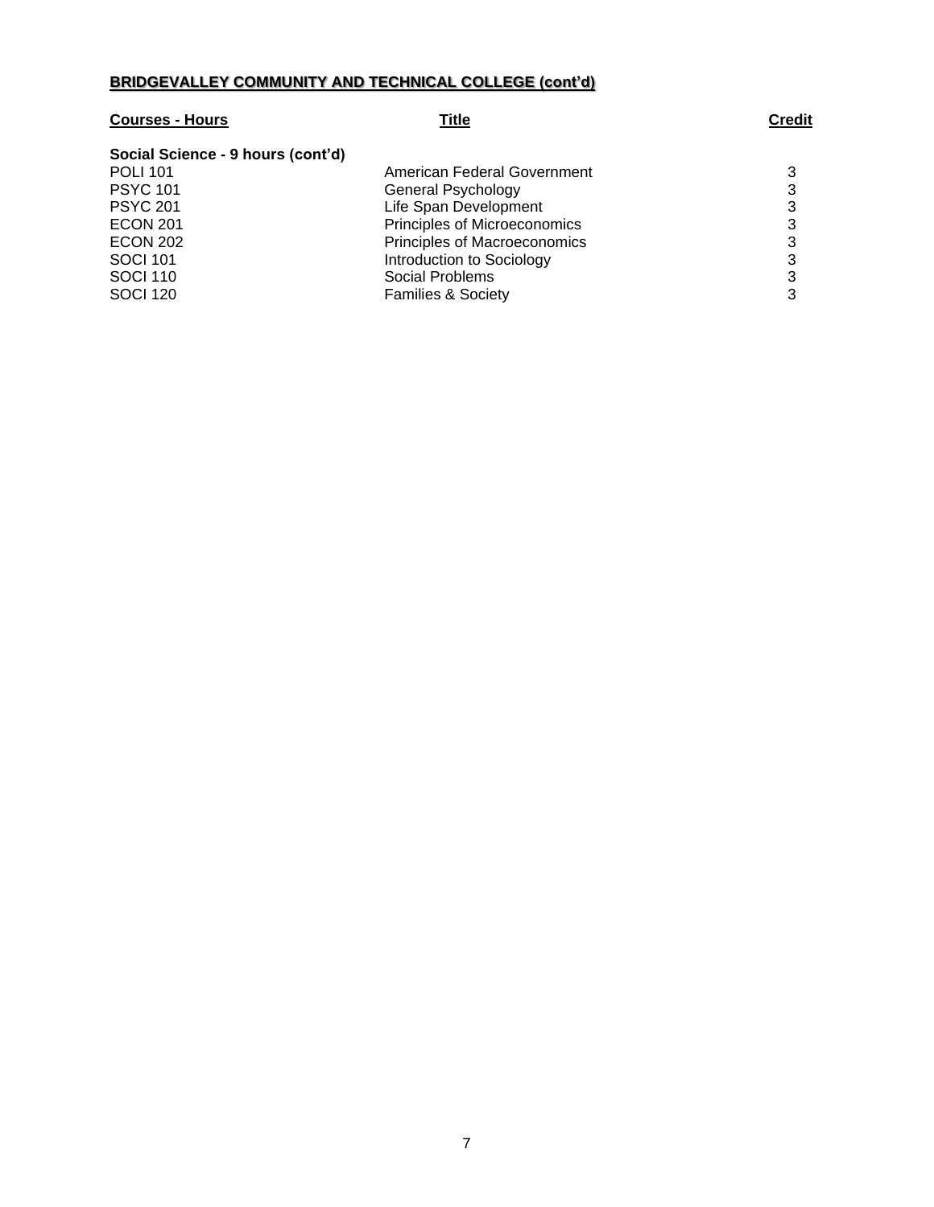## BRIDGEVALLEY COMMUNITY AND TECHNICAL COLLEGE (cont'd)

| Courses - Hours | Title | Credit |
| --- | --- | --- |
| **Social Science - 9 hours (cont'd)** | | |
| POLI 101 | American Federal Government | 3 |
| PSYC 101 | General Psychology | 3 |
| PSYC 201 | Life Span Development | 3 |
| ECON 201 | Principles of Microeconomics | 3 |
| ECON 202 | Principles of Macroeconomics | 3 |
| SOCI 101 | Introduction to Sociology | 3 |
| SOCI 110 | Social Problems | 3 |
| SOCI 120 | Families & Society | 3 |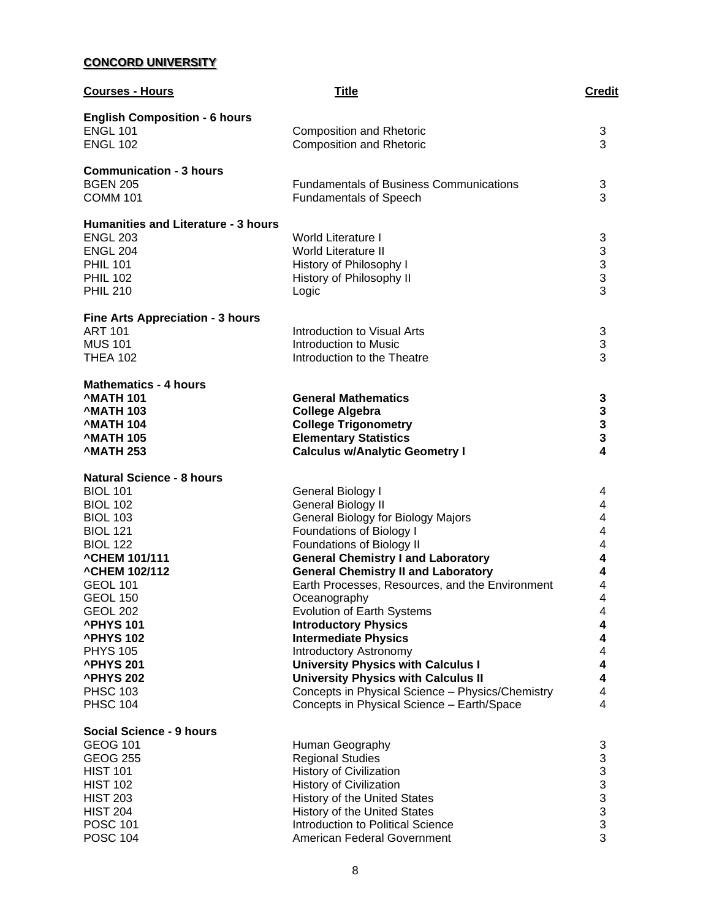## CONCORD UNIVERSITY

| Courses - Hours | Title | Credit |
|---|---|---|
| **English Composition - 6 hours** | | |
| ENGL 101 | Composition and Rhetoric | 3 |
| ENGL 102 | Composition and Rhetoric | 3 |
| **Communication - 3 hours** | | |
| BGEN 205 | Fundamentals of Business Communications | 3 |
| COMM 101 | Fundamentals of Speech | 3 |
| **Humanities and Literature - 3 hours** | | |
| ENGL 203 | World Literature I | 3 |
| ENGL 204 | World Literature II | 3 |
| PHIL 101 | History of Philosophy I | 3 |
| PHIL 102 | History of Philosophy II | 3 |
| PHIL 210 | Logic | 3 |
| **Fine Arts Appreciation - 3 hours** | | |
| ART 101 | Introduction to Visual Arts | 3 |
| MUS 101 | Introduction to Music | 3 |
| THEA 102 | Introduction to the Theatre | 3 |
| **Mathematics - 4 hours** | | |
| **^MATH 101** | **General Mathematics** | **3** |
| **^MATH 103** | **College Algebra** | **3** |
| **^MATH 104** | **College Trigonometry** | **3** |
| **^MATH 105** | **Elementary Statistics** | **3** |
| **^MATH 253** | **Calculus w/Analytic Geometry I** | **4** |
| **Natural Science - 8 hours** | | |
| BIOL 101 | General Biology I | 4 |
| BIOL 102 | General Biology II | 4 |
| BIOL 103 | General Biology for Biology Majors | 4 |
| BIOL 121 | Foundations of Biology I | 4 |
| BIOL 122 | Foundations of Biology II | 4 |
| **^CHEM 101/111** | **General Chemistry I and Laboratory** | **4** |
| **^CHEM 102/112** | **General Chemistry II and Laboratory** | **4** |
| GEOL 101 | Earth Processes, Resources, and the Environment | 4 |
| GEOL 150 | Oceanography | 4 |
| GEOL 202 | Evolution of Earth Systems | 4 |
| **^PHYS 101** | **Introductory Physics** | **4** |
| **^PHYS 102** | **Intermediate Physics** | **4** |
| PHYS 105 | Introductory Astronomy | 4 |
| **^PHYS 201** | **University Physics with Calculus I** | **4** |
| **^PHYS 202** | **University Physics with Calculus II** | **4** |
| PHSC 103 | Concepts in Physical Science – Physics/Chemistry | 4 |
| PHSC 104 | Concepts in Physical Science – Earth/Space | 4 |
| **Social Science - 9 hours** | | |
| GEOG 101 | Human Geography | 3 |
| GEOG 255 | Regional Studies | 3 |
| HIST 101 | History of Civilization | 3 |
| HIST 102 | History of Civilization | 3 |
| HIST 203 | History of the United States | 3 |
| HIST 204 | History of the United States | 3 |
| POSC 101 | Introduction to Political Science | 3 |
| POSC 104 | American Federal Government | 3 |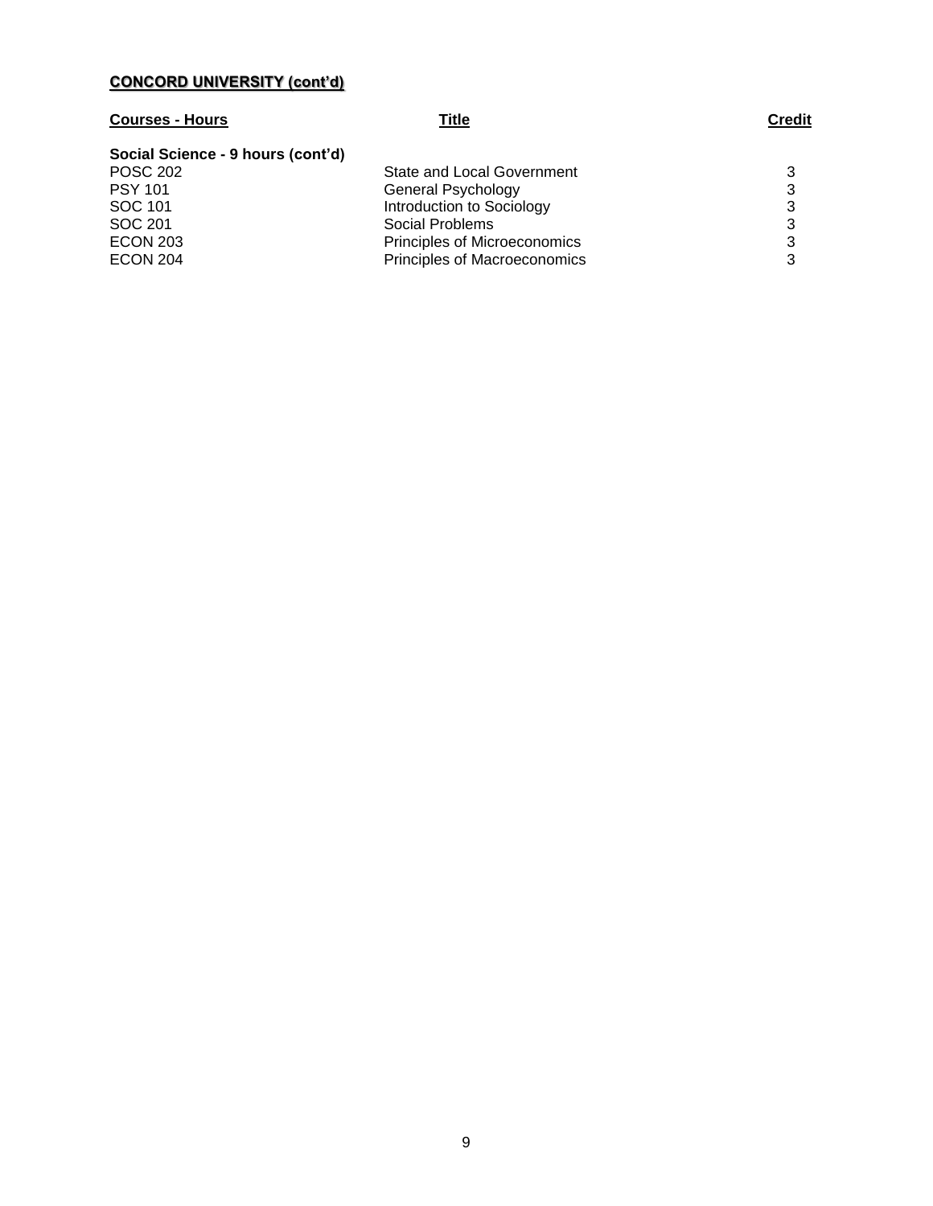**CONCORD UNIVERSITY (cont'd)**

| Courses - Hours | Title | Credit |
| --- | --- | --- |
| **Social Science - 9 hours (cont'd)** | | |
| POSC 202 | State and Local Government | 3 |
| PSY 101 | General Psychology | 3 |
| SOC 101 | Introduction to Sociology | 3 |
| SOC 201 | Social Problems | 3 |
| ECON 203 | Principles of Microeconomics | 3 |
| ECON 204 | Principles of Macroeconomics | 3 |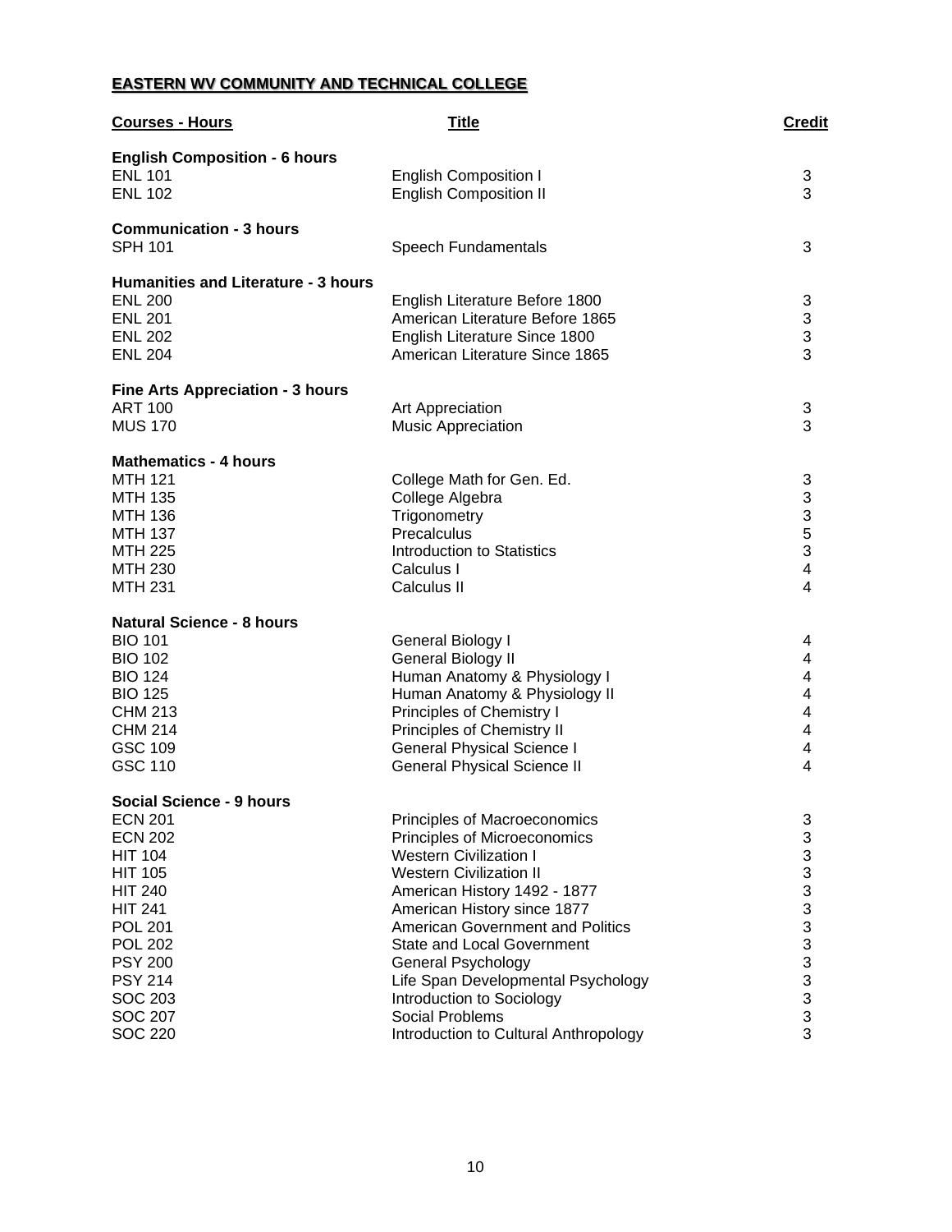**EASTERN WV COMMUNITY AND TECHNICAL COLLEGE**

| Courses - Hours | Title | Credit |
|---|---|---|
| **English Composition - 6 hours** | | |
| ENL 101 | English Composition I | 3 |
| ENL 102 | English Composition II | 3 |
| **Communication - 3 hours** | | |
| SPH 101 | Speech Fundamentals | 3 |
| **Humanities and Literature - 3 hours** | | |
| ENL 200 | English Literature Before 1800 | 3 |
| ENL 201 | American Literature Before 1865 | 3 |
| ENL 202 | English Literature Since 1800 | 3 |
| ENL 204 | American Literature Since 1865 | 3 |
| **Fine Arts Appreciation - 3 hours** | | |
| ART 100 | Art Appreciation | 3 |
| MUS 170 | Music Appreciation | 3 |
| **Mathematics - 4 hours** | | |
| MTH 121 | College Math for Gen. Ed. | 3 |
| MTH 135 | College Algebra | 3 |
| MTH 136 | Trigonometry | 3 |
| MTH 137 | Precalculus | 5 |
| MTH 225 | Introduction to Statistics | 3 |
| MTH 230 | Calculus I | 4 |
| MTH 231 | Calculus II | 4 |
| **Natural Science - 8 hours** | | |
| BIO 101 | General Biology I | 4 |
| BIO 102 | General Biology II | 4 |
| BIO 124 | Human Anatomy & Physiology I | 4 |
| BIO 125 | Human Anatomy & Physiology II | 4 |
| CHM 213 | Principles of Chemistry I | 4 |
| CHM 214 | Principles of Chemistry II | 4 |
| GSC 109 | General Physical Science I | 4 |
| GSC 110 | General Physical Science II | 4 |
| **Social Science - 9 hours** | | |
| ECN 201 | Principles of Macroeconomics | 3 |
| ECN 202 | Principles of Microeconomics | 3 |
| HIT 104 | Western Civilization I | 3 |
| HIT 105 | Western Civilization II | 3 |
| HIT 240 | American History 1492 - 1877 | 3 |
| HIT 241 | American History since 1877 | 3 |
| POL 201 | American Government and Politics | 3 |
| POL 202 | State and Local Government | 3 |
| PSY 200 | General Psychology | 3 |
| PSY 214 | Life Span Developmental Psychology | 3 |
| SOC 203 | Introduction to Sociology | 3 |
| SOC 207 | Social Problems | 3 |
| SOC 220 | Introduction to Cultural Anthropology | 3 |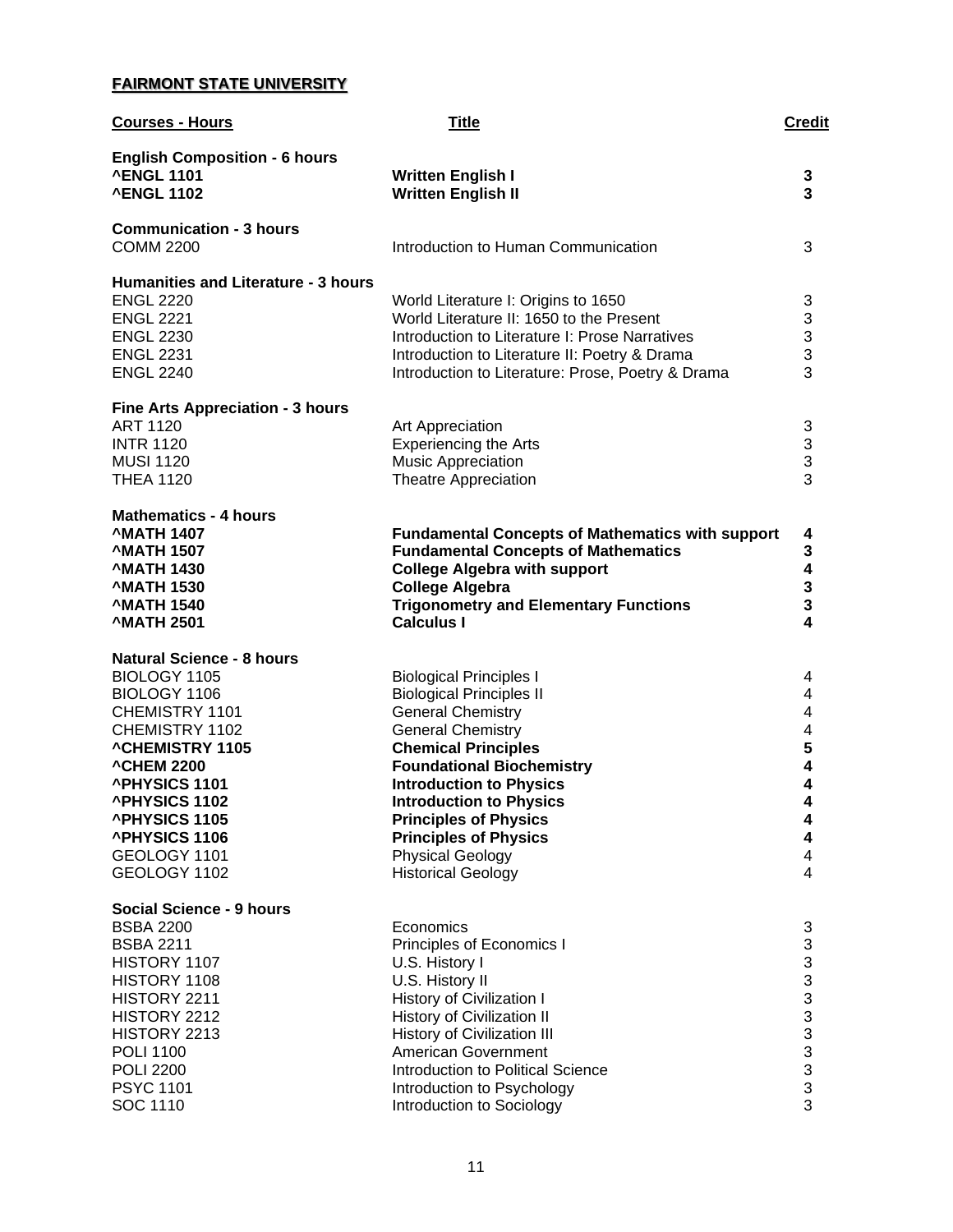**FAIRMONT STATE UNIVERSITY**

| Courses - Hours | Title | Credit |
|---|---|---|
| **English Composition - 6 hours** | | |
| **^ENGL 1101** | **Written English I** | **3** |
| **^ENGL 1102** | **Written English II** | **3** |
| **Communication - 3 hours** | | |
| COMM 2200 | Introduction to Human Communication | 3 |
| **Humanities and Literature - 3 hours** | | |
| ENGL 2220 | World Literature I: Origins to 1650 | 3 |
| ENGL 2221 | World Literature II: 1650 to the Present | 3 |
| ENGL 2230 | Introduction to Literature I: Prose Narratives | 3 |
| ENGL 2231 | Introduction to Literature II: Poetry & Drama | 3 |
| ENGL 2240 | Introduction to Literature: Prose, Poetry & Drama | 3 |
| **Fine Arts Appreciation - 3 hours** | | |
| ART 1120 | Art Appreciation | 3 |
| INTR 1120 | Experiencing the Arts | 3 |
| MUSI 1120 | Music Appreciation | 3 |
| THEA 1120 | Theatre Appreciation | 3 |
| **Mathematics - 4 hours** | | |
| **^MATH 1407** | **Fundamental Concepts of Mathematics with support** | **4** |
| **^MATH 1507** | **Fundamental Concepts of Mathematics** | **3** |
| **^MATH 1430** | **College Algebra with support** | **4** |
| **^MATH 1530** | **College Algebra** | **3** |
| **^MATH 1540** | **Trigonometry and Elementary Functions** | **3** |
| **^MATH 2501** | **Calculus I** | **4** |
| **Natural Science - 8 hours** | | |
| BIOLOGY 1105 | Biological Principles I | 4 |
| BIOLOGY 1106 | Biological Principles II | 4 |
| CHEMISTRY 1101 | General Chemistry | 4 |
| CHEMISTRY 1102 | General Chemistry | 4 |
| **^CHEMISTRY 1105** | **Chemical Principles** | **5** |
| **^CHEM 2200** | **Foundational Biochemistry** | **4** |
| **^PHYSICS 1101** | **Introduction to Physics** | **4** |
| **^PHYSICS 1102** | **Introduction to Physics** | **4** |
| **^PHYSICS 1105** | **Principles of Physics** | **4** |
| **^PHYSICS 1106** | **Principles of Physics** | **4** |
| GEOLOGY 1101 | Physical Geology | 4 |
| GEOLOGY 1102 | Historical Geology | 4 |
| **Social Science - 9 hours** | | |
| BSBA 2200 | Economics | 3 |
| BSBA 2211 | Principles of Economics I | 3 |
| HISTORY 1107 | U.S. History I | 3 |
| HISTORY 1108 | U.S. History II | 3 |
| HISTORY 2211 | History of Civilization I | 3 |
| HISTORY 2212 | History of Civilization II | 3 |
| HISTORY 2213 | History of Civilization III | 3 |
| POLI 1100 | American Government | 3 |
| POLI 2200 | Introduction to Political Science | 3 |
| PSYC 1101 | Introduction to Psychology | 3 |
| SOC 1110 | Introduction to Sociology | 3 |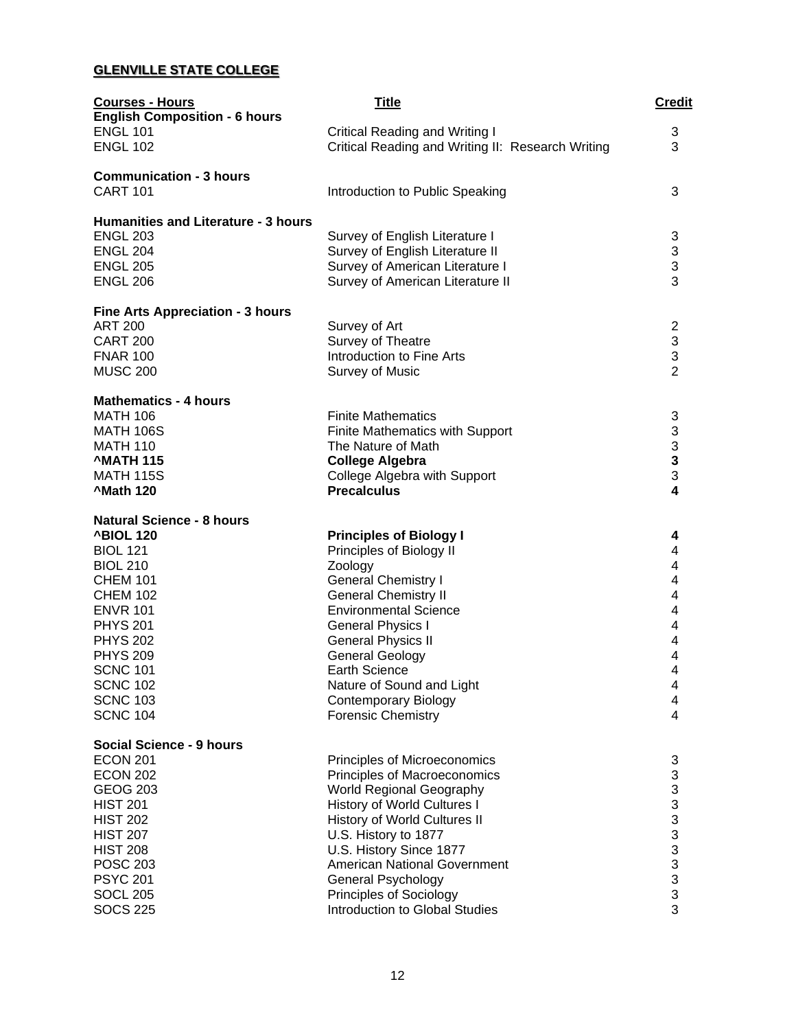## GLENVILLE STATE COLLEGE

| Courses - Hours | Title | Credit |
|---|---|---|
| **English Composition - 6 hours** | | |
| ENGL 101 | Critical Reading and Writing I | 3 |
| ENGL 102 | Critical Reading and Writing II: Research Writing | 3 |
| | | |
| **Communication - 3 hours** | | |
| CART 101 | Introduction to Public Speaking | 3 |
| | | |
| **Humanities and Literature - 3 hours** | | |
| ENGL 203 | Survey of English Literature I | 3 |
| ENGL 204 | Survey of English Literature II | 3 |
| ENGL 205 | Survey of American Literature I | 3 |
| ENGL 206 | Survey of American Literature II | 3 |
| | | |
| **Fine Arts Appreciation - 3 hours** | | |
| ART 200 | Survey of Art | 2 |
| CART 200 | Survey of Theatre | 3 |
| FNAR 100 | Introduction to Fine Arts | 3 |
| MUSC 200 | Survey of Music | 2 |
| | | |
| **Mathematics - 4 hours** | | |
| MATH 106 | Finite Mathematics | 3 |
| MATH 106S | Finite Mathematics with Support | 3 |
| MATH 110 | The Nature of Math | 3 |
| **^MATH 115** | **College Algebra** | **3** |
| MATH 115S | College Algebra with Support | 3 |
| **^Math 120** | **Precalculus** | **4** |
| | | |
| **Natural Science - 8 hours** | | |
| **^BIOL 120** | **Principles of Biology I** | **4** |
| BIOL 121 | Principles of Biology II | 4 |
| BIOL 210 | Zoology | 4 |
| CHEM 101 | General Chemistry I | 4 |
| CHEM 102 | General Chemistry II | 4 |
| ENVR 101 | Environmental Science | 4 |
| PHYS 201 | General Physics I | 4 |
| PHYS 202 | General Physics II | 4 |
| PHYS 209 | General Geology | 4 |
| SCNC 101 | Earth Science | 4 |
| SCNC 102 | Nature of Sound and Light | 4 |
| SCNC 103 | Contemporary Biology | 4 |
| SCNC 104 | Forensic Chemistry | 4 |
| | | |
| **Social Science - 9 hours** | | |
| ECON 201 | Principles of Microeconomics | 3 |
| ECON 202 | Principles of Macroeconomics | 3 |
| GEOG 203 | World Regional Geography | 3 |
| HIST 201 | History of World Cultures I | 3 |
| HIST 202 | History of World Cultures II | 3 |
| HIST 207 | U.S. History to 1877 | 3 |
| HIST 208 | U.S. History Since 1877 | 3 |
| POSC 203 | American National Government | 3 |
| PSYC 201 | General Psychology | 3 |
| SOCL 205 | Principles of Sociology | 3 |
| SOCS 225 | Introduction to Global Studies | 3 |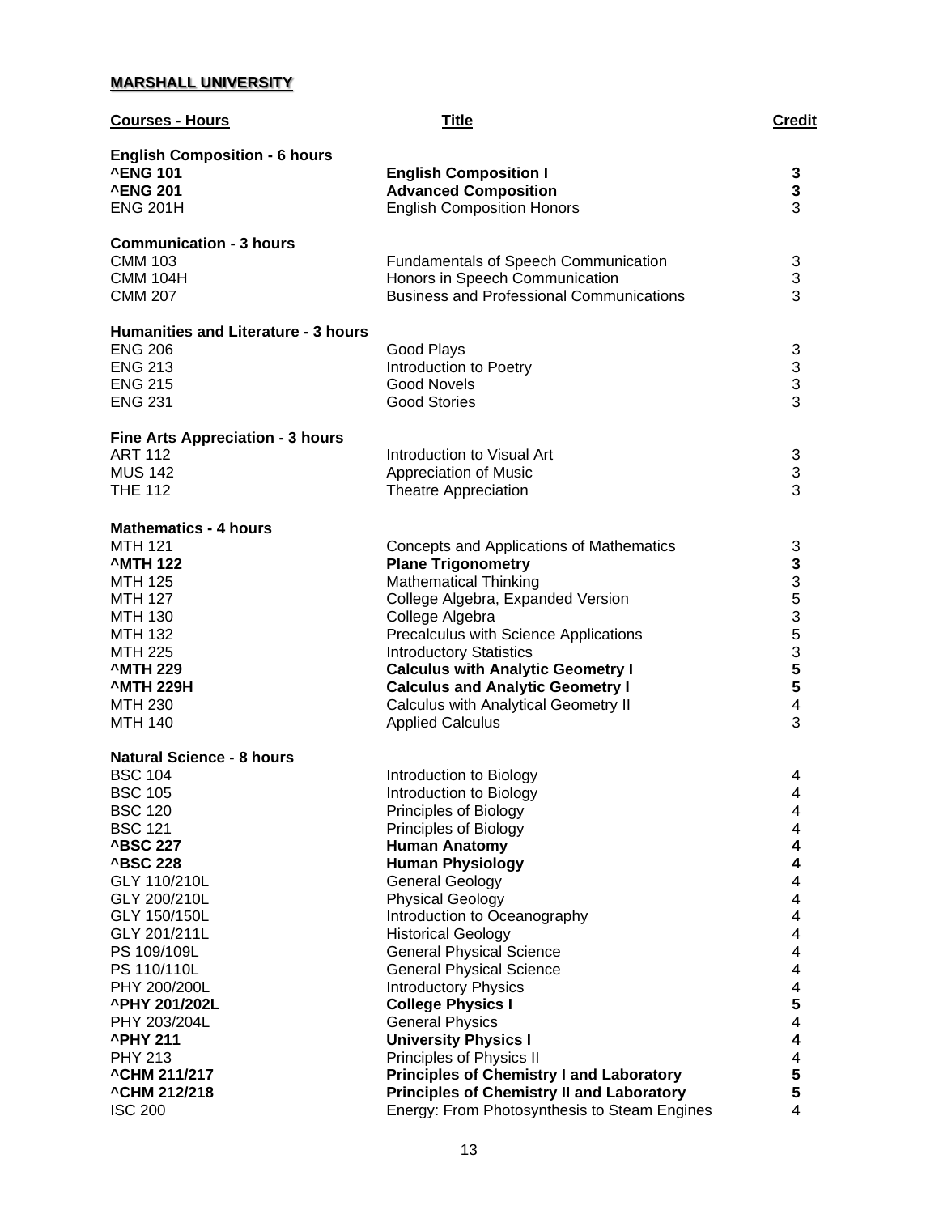**MARSHALL UNIVERSITY**

| Courses - Hours | Title | Credit |
|---|---|---|
| **English Composition - 6 hours** | | |
| **^ENG 101** | **English Composition I** | **3** |
| **^ENG 201** | **Advanced Composition** | **3** |
| ENG 201H | English Composition Honors | 3 |
| **Communication - 3 hours** | | |
| CMM 103 | Fundamentals of Speech Communication | 3 |
| CMM 104H | Honors in Speech Communication | 3 |
| CMM 207 | Business and Professional Communications | 3 |
| **Humanities and Literature - 3 hours** | | |
| ENG 206 | Good Plays | 3 |
| ENG 213 | Introduction to Poetry | 3 |
| ENG 215 | Good Novels | 3 |
| ENG 231 | Good Stories | 3 |
| **Fine Arts Appreciation - 3 hours** | | |
| ART 112 | Introduction to Visual Art | 3 |
| MUS 142 | Appreciation of Music | 3 |
| THE 112 | Theatre Appreciation | 3 |
| **Mathematics - 4 hours** | | |
| MTH 121 | Concepts and Applications of Mathematics | 3 |
| **^MTH 122** | **Plane Trigonometry** | **3** |
| MTH 125 | Mathematical Thinking | 3 |
| MTH 127 | College Algebra, Expanded Version | 5 |
| MTH 130 | College Algebra | 3 |
| MTH 132 | Precalculus with Science Applications | 5 |
| MTH 225 | Introductory Statistics | 3 |
| **^MTH 229** | **Calculus with Analytic Geometry I** | **5** |
| **^MTH 229H** | **Calculus and Analytic Geometry I** | **5** |
| MTH 230 | Calculus with Analytical Geometry II | 4 |
| MTH 140 | Applied Calculus | 3 |
| **Natural Science - 8 hours** | | |
| BSC 104 | Introduction to Biology | 4 |
| BSC 105 | Introduction to Biology | 4 |
| BSC 120 | Principles of Biology | 4 |
| BSC 121 | Principles of Biology | 4 |
| **^BSC 227** | **Human Anatomy** | **4** |
| **^BSC 228** | **Human Physiology** | **4** |
| GLY 110/210L | General Geology | 4 |
| GLY 200/210L | Physical Geology | 4 |
| GLY 150/150L | Introduction to Oceanography | 4 |
| GLY 201/211L | Historical Geology | 4 |
| PS 109/109L | General Physical Science | 4 |
| PS 110/110L | General Physical Science | 4 |
| PHY 200/200L | Introductory Physics | 4 |
| **^PHY 201/202L** | **College Physics I** | **5** |
| PHY 203/204L | General Physics | 4 |
| **^PHY 211** | **University Physics I** | **4** |
| PHY 213 | Principles of Physics II | 4 |
| **^CHM 211/217** | **Principles of Chemistry I and Laboratory** | **5** |
| **^CHM 212/218** | **Principles of Chemistry II and Laboratory** | **5** |
| ISC 200 | Energy: From Photosynthesis to Steam Engines | 4 |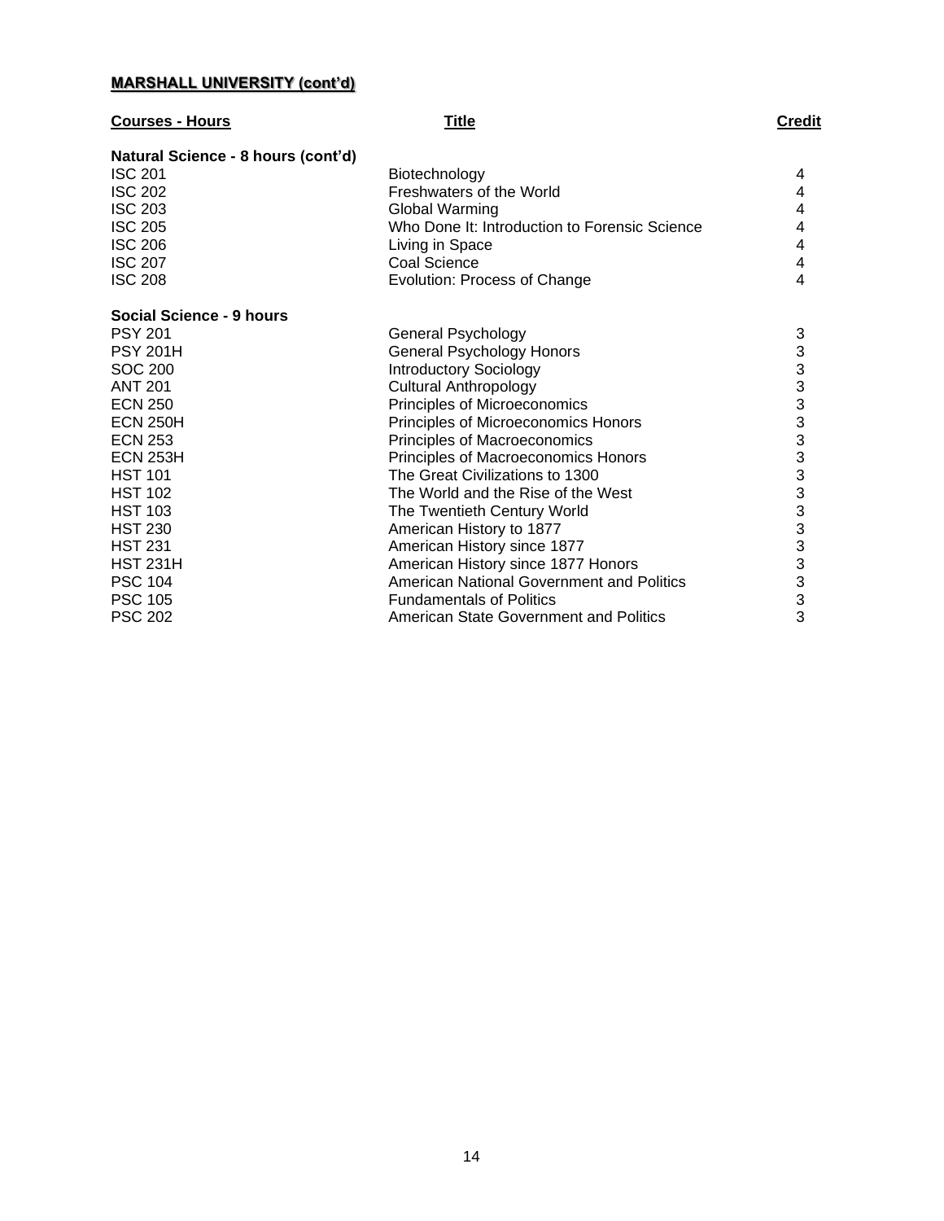**MARSHALL UNIVERSITY (cont'd)**

| Courses - Hours | Title | Credit |
| --- | --- | --- |
| **Natural Science - 8 hours (cont'd)** | | |
| ISC 201 | Biotechnology | 4 |
| ISC 202 | Freshwaters of the World | 4 |
| ISC 203 | Global Warming | 4 |
| ISC 205 | Who Done It: Introduction to Forensic Science | 4 |
| ISC 206 | Living in Space | 4 |
| ISC 207 | Coal Science | 4 |
| ISC 208 | Evolution: Process of Change | 4 |
| **Social Science - 9 hours** | | |
| PSY 201 | General Psychology | 3 |
| PSY 201H | General Psychology Honors | 3 |
| SOC 200 | Introductory Sociology | 3 |
| ANT 201 | Cultural Anthropology | 3 |
| ECN 250 | Principles of Microeconomics | 3 |
| ECN 250H | Principles of Microeconomics Honors | 3 |
| ECN 253 | Principles of Macroeconomics | 3 |
| ECN 253H | Principles of Macroeconomics Honors | 3 |
| HST 101 | The Great Civilizations to 1300 | 3 |
| HST 102 | The World and the Rise of the West | 3 |
| HST 103 | The Twentieth Century World | 3 |
| HST 230 | American History to 1877 | 3 |
| HST 231 | American History since 1877 | 3 |
| HST 231H | American History since 1877 Honors | 3 |
| PSC 104 | American National Government and Politics | 3 |
| PSC 105 | Fundamentals of Politics | 3 |
| PSC 202 | American State Government and Politics | 3 |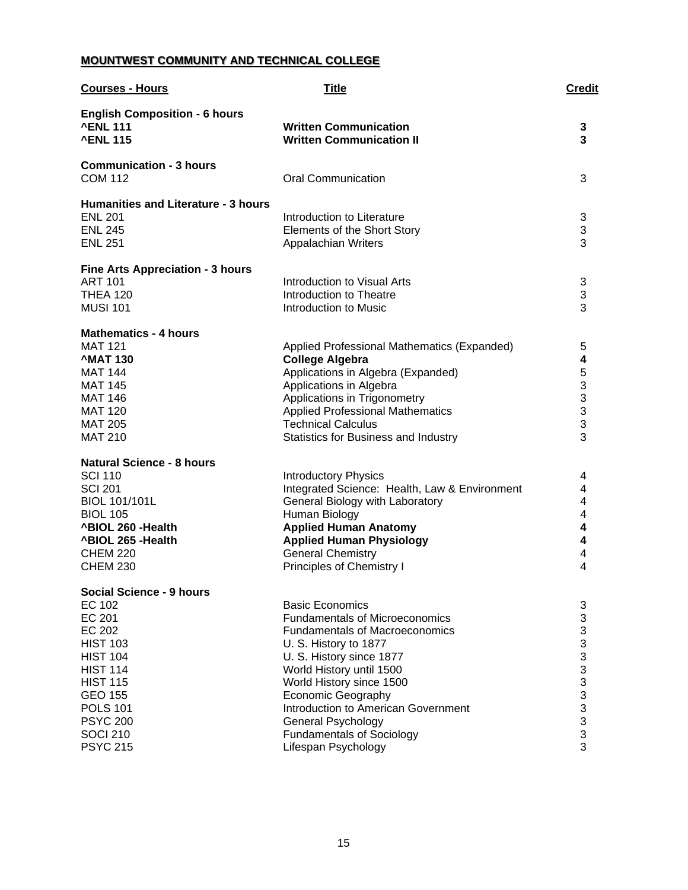**MOUNTWEST COMMUNITY AND TECHNICAL COLLEGE**

| Courses - Hours | Title | Credit |
|---|---|---|
| **English Composition - 6 hours** | | |
| **^ENL 111** | **Written Communication** | **3** |
| **^ENL 115** | **Written Communication II** | **3** |
| **Communication - 3 hours** | | |
| COM 112 | Oral Communication | 3 |
| **Humanities and Literature - 3 hours** | | |
| ENL 201 | Introduction to Literature | 3 |
| ENL 245 | Elements of the Short Story | 3 |
| ENL 251 | Appalachian Writers | 3 |
| **Fine Arts Appreciation - 3 hours** | | |
| ART 101 | Introduction to Visual Arts | 3 |
| THEA 120 | Introduction to Theatre | 3 |
| MUSI 101 | Introduction to Music | 3 |
| **Mathematics - 4 hours** | | |
| MAT 121 | Applied Professional Mathematics (Expanded) | 5 |
| **^MAT 130** | **College Algebra** | **4** |
| MAT 144 | Applications in Algebra (Expanded) | 5 |
| MAT 145 | Applications in Algebra | 3 |
| MAT 146 | Applications in Trigonometry | 3 |
| MAT 120 | Applied Professional Mathematics | 3 |
| MAT 205 | Technical Calculus | 3 |
| MAT 210 | Statistics for Business and Industry | 3 |
| **Natural Science - 8 hours** | | |
| SCI 110 | Introductory Physics | 4 |
| SCI 201 | Integrated Science: Health, Law & Environment | 4 |
| BIOL 101/101L | General Biology with Laboratory | 4 |
| BIOL 105 | Human Biology | 4 |
| **^BIOL 260 -Health** | **Applied Human Anatomy** | **4** |
| **^BIOL 265 -Health** | **Applied Human Physiology** | **4** |
| CHEM 220 | General Chemistry | 4 |
| CHEM 230 | Principles of Chemistry I | 4 |
| **Social Science - 9 hours** | | |
| EC 102 | Basic Economics | 3 |
| EC 201 | Fundamentals of Microeconomics | 3 |
| EC 202 | Fundamentals of Macroeconomics | 3 |
| HIST 103 | U. S. History to 1877 | 3 |
| HIST 104 | U. S. History since 1877 | 3 |
| HIST 114 | World History until 1500 | 3 |
| HIST 115 | World History since 1500 | 3 |
| GEO 155 | Economic Geography | 3 |
| POLS 101 | Introduction to American Government | 3 |
| PSYC 200 | General Psychology | 3 |
| SOCI 210 | Fundamentals of Sociology | 3 |
| PSYC 215 | Lifespan Psychology | 3 |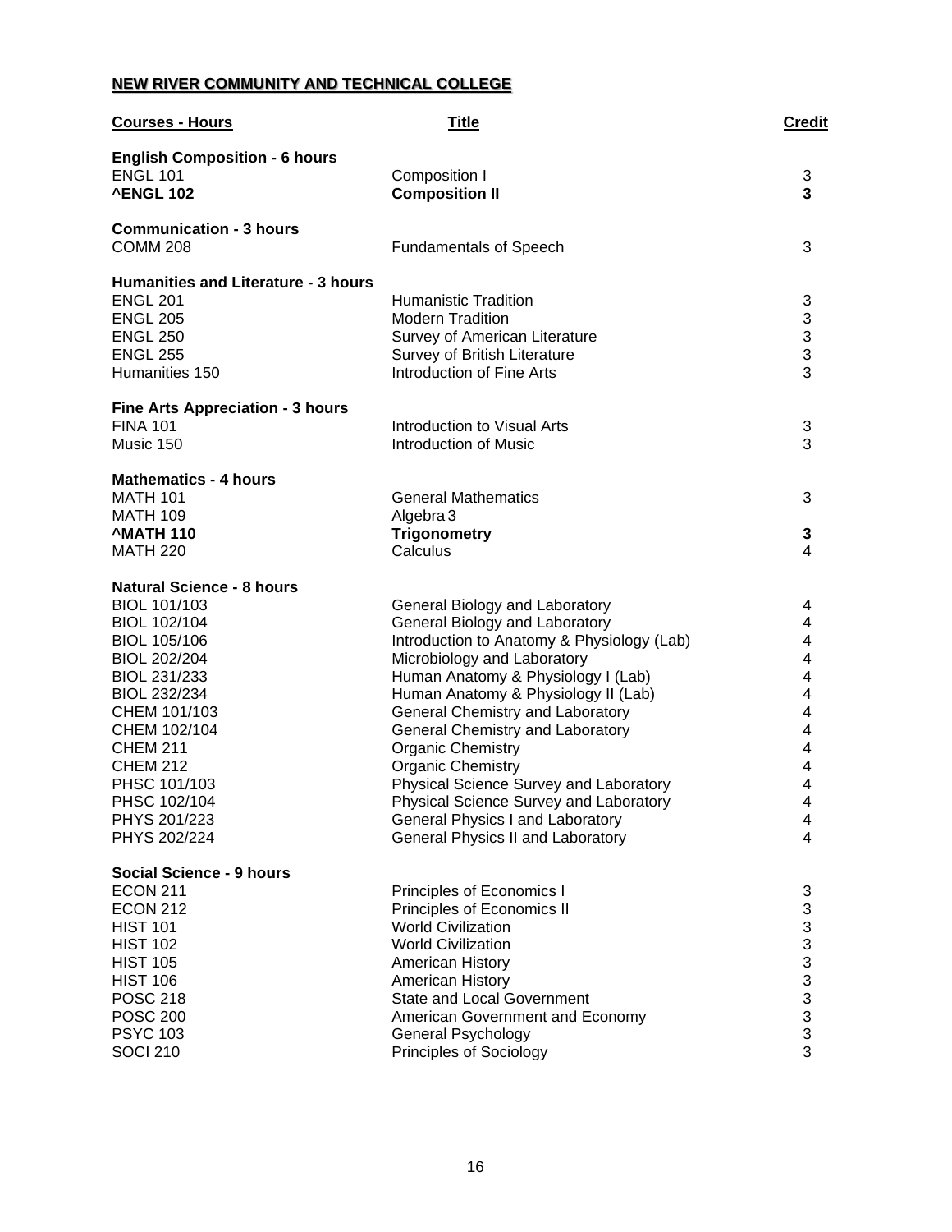## NEW RIVER COMMUNITY AND TECHNICAL COLLEGE

| Courses - Hours | Title | Credit |
|---|---|---|
| **English Composition - 6 hours** | | |
| ENGL 101 | Composition I | 3 |
| **^ENGL 102** | **Composition II** | **3** |
| **Communication - 3 hours** | | |
| COMM 208 | Fundamentals of Speech | 3 |
| **Humanities and Literature - 3 hours** | | |
| ENGL 201 | Humanistic Tradition | 3 |
| ENGL 205 | Modern Tradition | 3 |
| ENGL 250 | Survey of American Literature | 3 |
| ENGL 255 | Survey of British Literature | 3 |
| Humanities 150 | Introduction of Fine Arts | 3 |
| **Fine Arts Appreciation - 3 hours** | | |
| FINA 101 | Introduction to Visual Arts | 3 |
| Music 150 | Introduction of Music | 3 |
| **Mathematics - 4 hours** | | |
| MATH 101 | General Mathematics | 3 |
| MATH 109 | Algebra 3 | |
| **^MATH 110** | **Trigonometry** | **3** |
| MATH 220 | Calculus | 4 |
| **Natural Science - 8 hours** | | |
| BIOL 101/103 | General Biology and Laboratory | 4 |
| BIOL 102/104 | General Biology and Laboratory | 4 |
| BIOL 105/106 | Introduction to Anatomy & Physiology (Lab) | 4 |
| BIOL 202/204 | Microbiology and Laboratory | 4 |
| BIOL 231/233 | Human Anatomy & Physiology I (Lab) | 4 |
| BIOL 232/234 | Human Anatomy & Physiology II (Lab) | 4 |
| CHEM 101/103 | General Chemistry and Laboratory | 4 |
| CHEM 102/104 | General Chemistry and Laboratory | 4 |
| CHEM 211 | Organic Chemistry | 4 |
| CHEM 212 | Organic Chemistry | 4 |
| PHSC 101/103 | Physical Science Survey and Laboratory | 4 |
| PHSC 102/104 | Physical Science Survey and Laboratory | 4 |
| PHYS 201/223 | General Physics I and Laboratory | 4 |
| PHYS 202/224 | General Physics II and Laboratory | 4 |
| **Social Science - 9 hours** | | |
| ECON 211 | Principles of Economics I | 3 |
| ECON 212 | Principles of Economics II | 3 |
| HIST 101 | World Civilization | 3 |
| HIST 102 | World Civilization | 3 |
| HIST 105 | American History | 3 |
| HIST 106 | American History | 3 |
| POSC 218 | State and Local Government | 3 |
| POSC 200 | American Government and Economy | 3 |
| PSYC 103 | General Psychology | 3 |
| SOCI 210 | Principles of Sociology | 3 |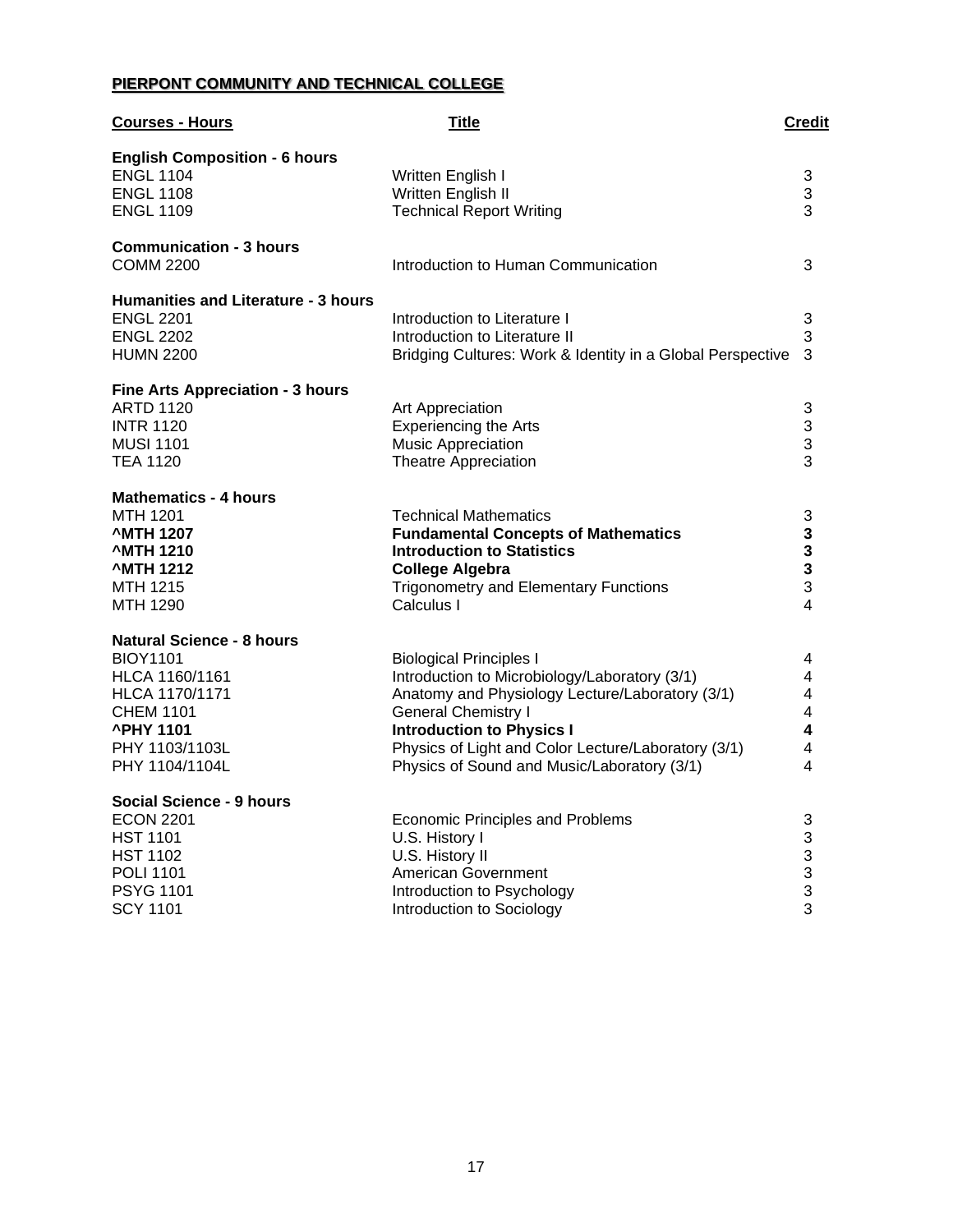**PIERPONT COMMUNITY AND TECHNICAL COLLEGE**

| Courses - Hours | Title | Credit |
|---|---|---|
| **English Composition - 6 hours** | | |
| ENGL 1104 | Written English I | 3 |
| ENGL 1108 | Written English II | 3 |
| ENGL 1109 | Technical Report Writing | 3 |
| **Communication - 3 hours** | | |
| COMM 2200 | Introduction to Human Communication | 3 |
| **Humanities and Literature - 3 hours** | | |
| ENGL 2201 | Introduction to Literature I | 3 |
| ENGL 2202 | Introduction to Literature II | 3 |
| HUMN 2200 | Bridging Cultures: Work & Identity in a Global Perspective | 3 |
| **Fine Arts Appreciation - 3 hours** | | |
| ARTD 1120 | Art Appreciation | 3 |
| INTR 1120 | Experiencing the Arts | 3 |
| MUSI 1101 | Music Appreciation | 3 |
| TEA 1120 | Theatre Appreciation | 3 |
| **Mathematics - 4 hours** | | |
| MTH 1201 | Technical Mathematics | 3 |
| **^MTH 1207** | **Fundamental Concepts of Mathematics** | **3** |
| **^MTH 1210** | **Introduction to Statistics** | **3** |
| **^MTH 1212** | **College Algebra** | **3** |
| MTH 1215 | Trigonometry and Elementary Functions | 3 |
| MTH 1290 | Calculus I | 4 |
| **Natural Science - 8 hours** | | |
| BIOY1101 | Biological Principles I | 4 |
| HLCA 1160/1161 | Introduction to Microbiology/Laboratory (3/1) | 4 |
| HLCA 1170/1171 | Anatomy and Physiology Lecture/Laboratory (3/1) | 4 |
| CHEM 1101 | General Chemistry I | 4 |
| **^PHY 1101** | **Introduction to Physics I** | **4** |
| PHY 1103/1103L | Physics of Light and Color Lecture/Laboratory (3/1) | 4 |
| PHY 1104/1104L | Physics of Sound and Music/Laboratory (3/1) | 4 |
| **Social Science - 9 hours** | | |
| ECON 2201 | Economic Principles and Problems | 3 |
| HST 1101 | U.S. History I | 3 |
| HST 1102 | U.S. History II | 3 |
| POLI 1101 | American Government | 3 |
| PSYG 1101 | Introduction to Psychology | 3 |
| SCY 1101 | Introduction to Sociology | 3 |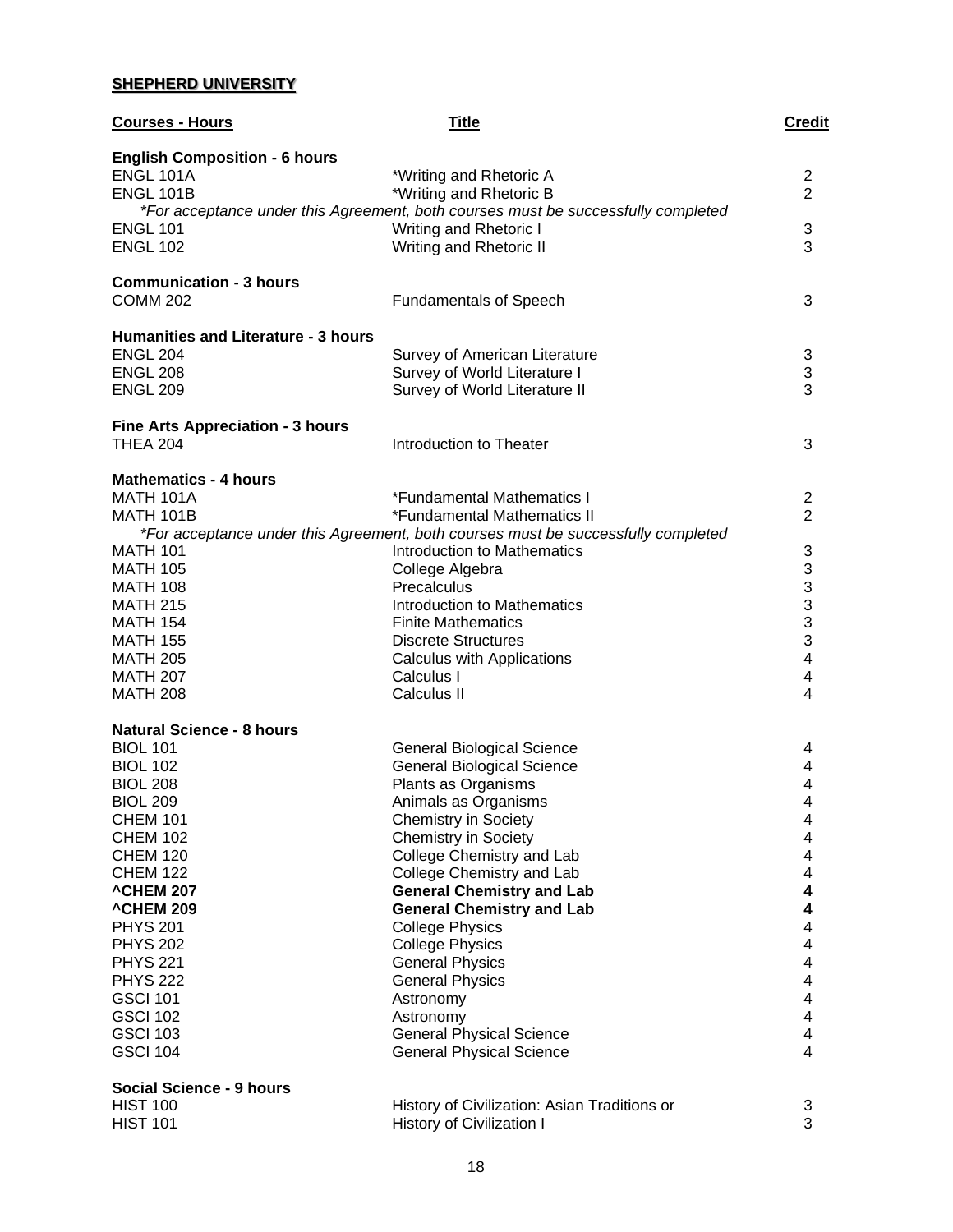**SHEPHERD UNIVERSITY**

| Courses - Hours | Title | Credit |
|---|---|---|
| **English Composition - 6 hours** | | |
| ENGL 101A | *Writing and Rhetoric A | 2 |
| ENGL 101B | *Writing and Rhetoric B | 2 |
| | *For acceptance under this Agreement, both courses must be successfully completed* | |
| ENGL 101 | Writing and Rhetoric I | 3 |
| ENGL 102 | Writing and Rhetoric II | 3 |
| **Communication - 3 hours** | | |
| COMM 202 | Fundamentals of Speech | 3 |
| **Humanities and Literature - 3 hours** | | |
| ENGL 204 | Survey of American Literature | 3 |
| ENGL 208 | Survey of World Literature I | 3 |
| ENGL 209 | Survey of World Literature II | 3 |
| **Fine Arts Appreciation - 3 hours** | | |
| THEA 204 | Introduction to Theater | 3 |
| **Mathematics - 4 hours** | | |
| MATH 101A | *Fundamental Mathematics I | 2 |
| MATH 101B | *Fundamental Mathematics II | 2 |
| | *For acceptance under this Agreement, both courses must be successfully completed* | |
| MATH 101 | Introduction to Mathematics | 3 |
| MATH 105 | College Algebra | 3 |
| MATH 108 | Precalculus | 3 |
| MATH 215 | Introduction to Mathematics | 3 |
| MATH 154 | Finite Mathematics | 3 |
| MATH 155 | Discrete Structures | 3 |
| MATH 205 | Calculus with Applications | 4 |
| MATH 207 | Calculus I | 4 |
| MATH 208 | Calculus II | 4 |
| **Natural Science - 8 hours** | | |
| BIOL 101 | General Biological Science | 4 |
| BIOL 102 | General Biological Science | 4 |
| BIOL 208 | Plants as Organisms | 4 |
| BIOL 209 | Animals as Organisms | 4 |
| CHEM 101 | Chemistry in Society | 4 |
| CHEM 102 | Chemistry in Society | 4 |
| CHEM 120 | College Chemistry and Lab | 4 |
| CHEM 122 | College Chemistry and Lab | 4 |
| **^CHEM 207** | **General Chemistry and Lab** | **4** |
| **^CHEM 209** | **General Chemistry and Lab** | **4** |
| PHYS 201 | College Physics | 4 |
| PHYS 202 | College Physics | 4 |
| PHYS 221 | General Physics | 4 |
| PHYS 222 | General Physics | 4 |
| GSCI 101 | Astronomy | 4 |
| GSCI 102 | Astronomy | 4 |
| GSCI 103 | General Physical Science | 4 |
| GSCI 104 | General Physical Science | 4 |
| **Social Science - 9 hours** | | |
| HIST 100 | History of Civilization: Asian Traditions or | 3 |
| HIST 101 | History of Civilization I | 3 |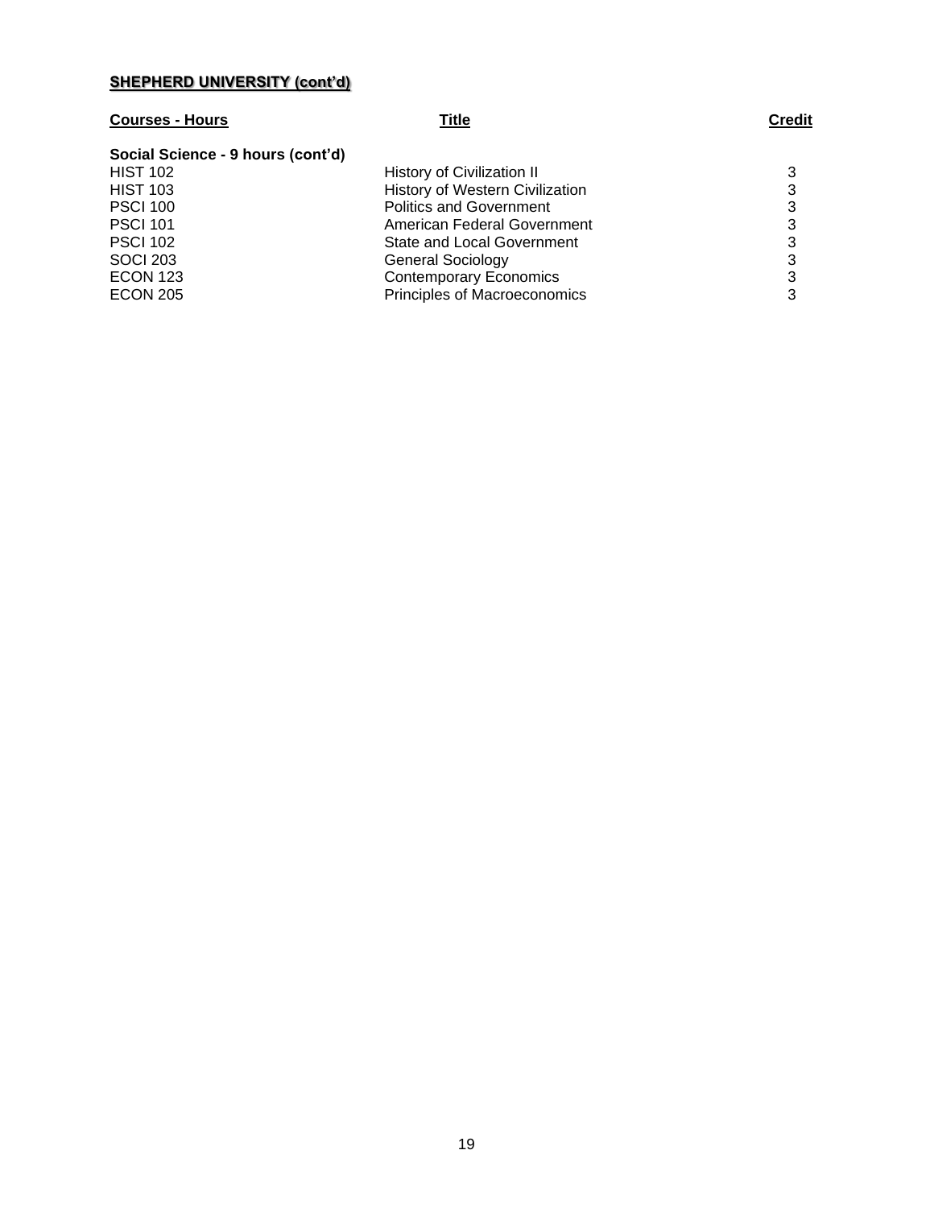**SHEPHERD UNIVERSITY (cont'd)**

| Courses - Hours | Title | Credit |
|---|---|---|
| **Social Science - 9 hours (cont'd)** | | |
| HIST 102 | History of Civilization II | 3 |
| HIST 103 | History of Western Civilization | 3 |
| PSCI 100 | Politics and Government | 3 |
| PSCI 101 | American Federal Government | 3 |
| PSCI 102 | State and Local Government | 3 |
| SOCI 203 | General Sociology | 3 |
| ECON 123 | Contemporary Economics | 3 |
| ECON 205 | Principles of Macroeconomics | 3 |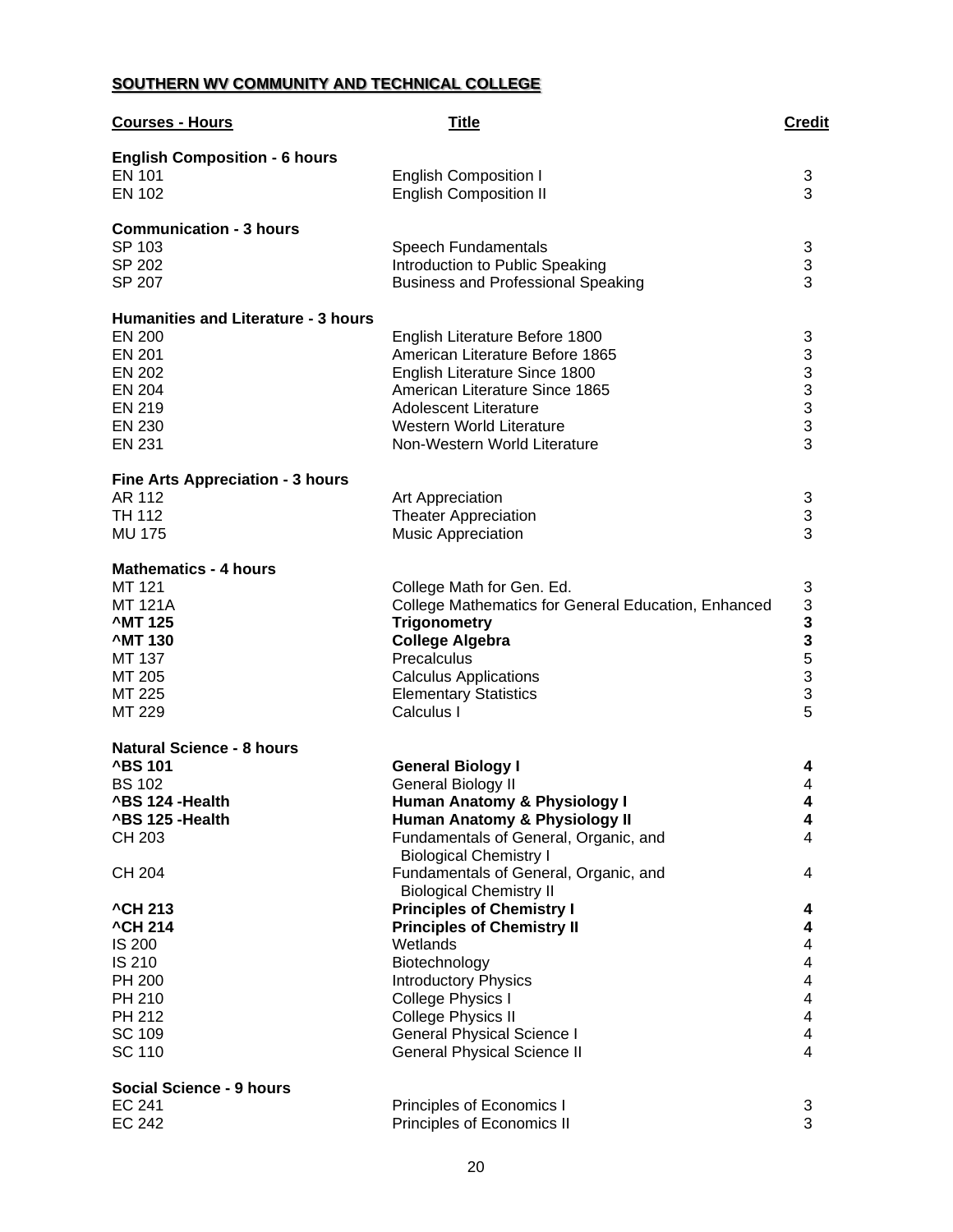**SOUTHERN WV COMMUNITY AND TECHNICAL COLLEGE**

| Courses - Hours | Title | Credit |
|---|---|---|
| **English Composition - 6 hours** | | |
| EN 101 | English Composition I | 3 |
| EN 102 | English Composition II | 3 |
| **Communication - 3 hours** | | |
| SP 103 | Speech Fundamentals | 3 |
| SP 202 | Introduction to Public Speaking | 3 |
| SP 207 | Business and Professional Speaking | 3 |
| **Humanities and Literature - 3 hours** | | |
| EN 200 | English Literature Before 1800 | 3 |
| EN 201 | American Literature Before 1865 | 3 |
| EN 202 | English Literature Since 1800 | 3 |
| EN 204 | American Literature Since 1865 | 3 |
| EN 219 | Adolescent Literature | 3 |
| EN 230 | Western World Literature | 3 |
| EN 231 | Non-Western World Literature | 3 |
| **Fine Arts Appreciation - 3 hours** | | |
| AR 112 | Art Appreciation | 3 |
| TH 112 | Theater Appreciation | 3 |
| MU 175 | Music Appreciation | 3 |
| **Mathematics - 4 hours** | | |
| MT 121 | College Math for Gen. Ed. | 3 |
| MT 121A | College Mathematics for General Education, Enhanced | 3 |
| **^MT 125** | **Trigonometry** | **3** |
| **^MT 130** | **College Algebra** | **3** |
| MT 137 | Precalculus | 5 |
| MT 205 | Calculus Applications | 3 |
| MT 225 | Elementary Statistics | 3 |
| MT 229 | Calculus I | 5 |
| **Natural Science - 8 hours** | | |
| **^BS 101** | **General Biology I** | **4** |
| BS 102 | General Biology II | 4 |
| **^BS 124 -Health** | **Human Anatomy & Physiology I** | **4** |
| **^BS 125 -Health** | **Human Anatomy & Physiology II** | **4** |
| CH 203 | Fundamentals of General, Organic, and Biological Chemistry I | 4 |
| CH 204 | Fundamentals of General, Organic, and Biological Chemistry II | 4 |
| **^CH 213** | **Principles of Chemistry I** | **4** |
| **^CH 214** | **Principles of Chemistry II** | **4** |
| IS 200 | Wetlands | 4 |
| IS 210 | Biotechnology | 4 |
| PH 200 | Introductory Physics | 4 |
| PH 210 | College Physics I | 4 |
| PH 212 | College Physics II | 4 |
| SC 109 | General Physical Science I | 4 |
| SC 110 | General Physical Science II | 4 |
| **Social Science - 9 hours** | | |
| EC 241 | Principles of Economics I | 3 |
| EC 242 | Principles of Economics II | 3 |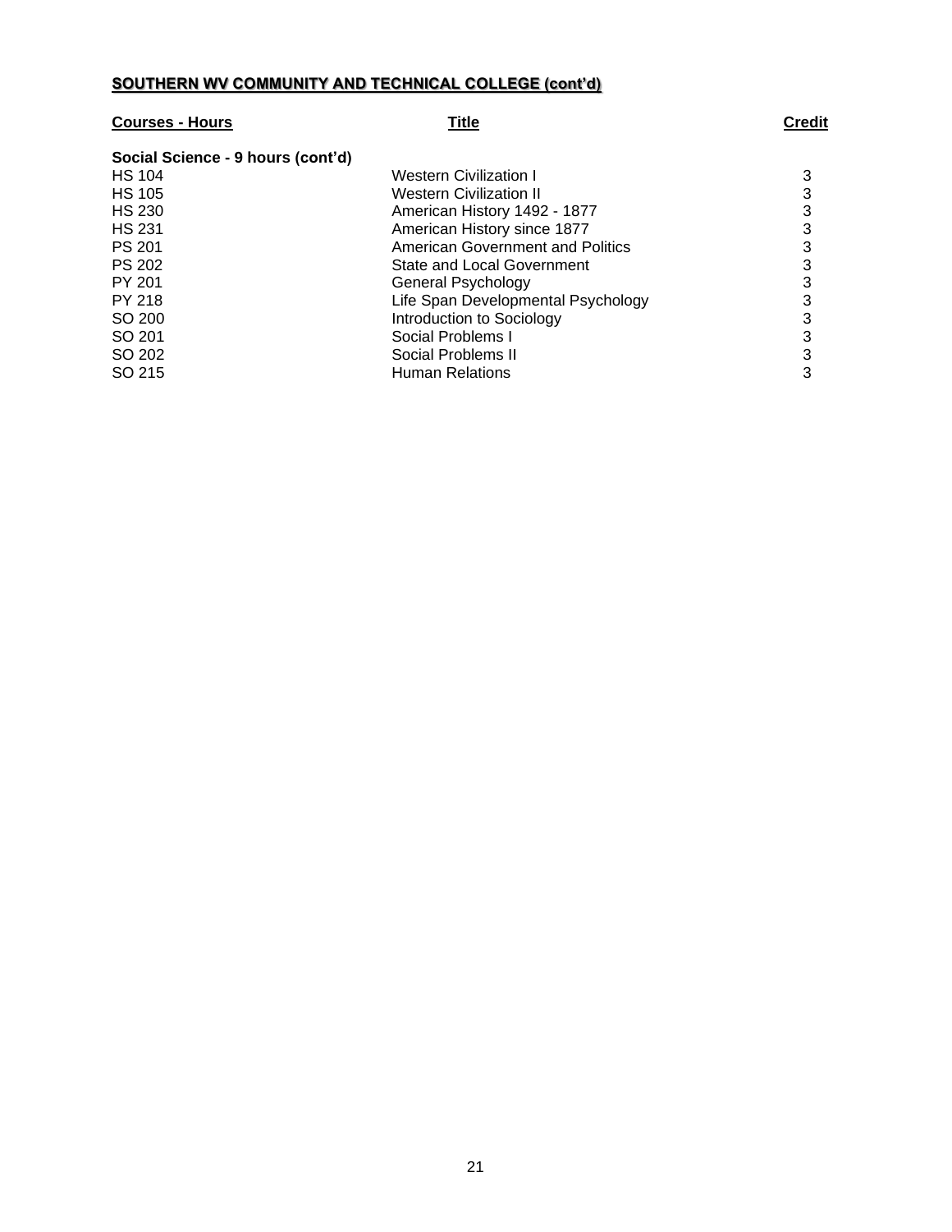## SOUTHERN WV COMMUNITY AND TECHNICAL COLLEGE (cont'd)

| Courses - Hours | Title | Credit |
|---|---|---|
| **Social Science - 9 hours (cont'd)** | | |
| HS 104 | Western Civilization I | 3 |
| HS 105 | Western Civilization II | 3 |
| HS 230 | American History 1492 - 1877 | 3 |
| HS 231 | American History since 1877 | 3 |
| PS 201 | American Government and Politics | 3 |
| PS 202 | State and Local Government | 3 |
| PY 201 | General Psychology | 3 |
| PY 218 | Life Span Developmental Psychology | 3 |
| SO 200 | Introduction to Sociology | 3 |
| SO 201 | Social Problems I | 3 |
| SO 202 | Social Problems II | 3 |
| SO 215 | Human Relations | 3 |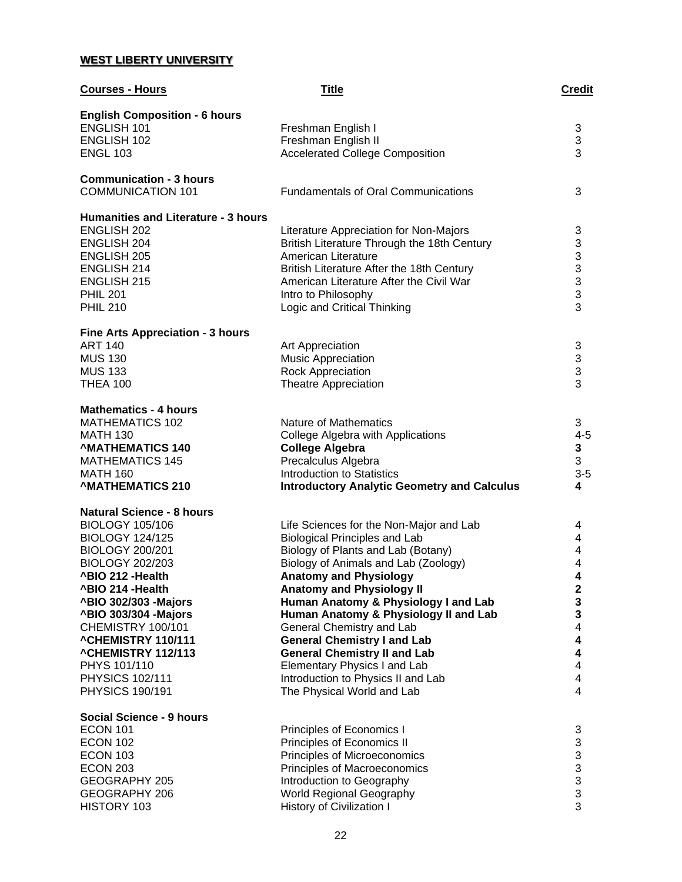**WEST LIBERTY UNIVERSITY**

| Courses - Hours | Title | Credit |
|---|---|---|
| **English Composition - 6 hours** | | |
| ENGLISH 101 | Freshman English I | 3 |
| ENGLISH 102 | Freshman English II | 3 |
| ENGL 103 | Accelerated College Composition | 3 |
| **Communication - 3 hours** | | |
| COMMUNICATION 101 | Fundamentals of Oral Communications | 3 |
| **Humanities and Literature - 3 hours** | | |
| ENGLISH 202 | Literature Appreciation for Non-Majors | 3 |
| ENGLISH 204 | British Literature Through the 18th Century | 3 |
| ENGLISH 205 | American Literature | 3 |
| ENGLISH 214 | British Literature After the 18th Century | 3 |
| ENGLISH 215 | American Literature After the Civil War | 3 |
| PHIL 201 | Intro to Philosophy | 3 |
| PHIL 210 | Logic and Critical Thinking | 3 |
| **Fine Arts Appreciation - 3 hours** | | |
| ART 140 | Art Appreciation | 3 |
| MUS 130 | Music Appreciation | 3 |
| MUS 133 | Rock Appreciation | 3 |
| THEA 100 | Theatre Appreciation | 3 |
| **Mathematics - 4 hours** | | |
| MATHEMATICS 102 | Nature of Mathematics | 3 |
| MATH 130 | College Algebra with Applications | 4-5 |
| **^MATHEMATICS 140** | **College Algebra** | **3** |
| MATHEMATICS 145 | Precalculus Algebra | 3 |
| MATH 160 | Introduction to Statistics | 3-5 |
| **^MATHEMATICS 210** | **Introductory Analytic Geometry and Calculus** | **4** |
| **Natural Science - 8 hours** | | |
| BIOLOGY 105/106 | Life Sciences for the Non-Major and Lab | 4 |
| BIOLOGY 124/125 | Biological Principles and Lab | 4 |
| BIOLOGY 200/201 | Biology of Plants and Lab (Botany) | 4 |
| BIOLOGY 202/203 | Biology of Animals and Lab (Zoology) | 4 |
| **^BIO 212 -Health** | **Anatomy and Physiology** | **4** |
| **^BIO 214 -Health** | **Anatomy and Physiology II** | **2** |
| **^BIO 302/303 -Majors** | **Human Anatomy & Physiology I and Lab** | **3** |
| **^BIO 303/304 -Majors** | **Human Anatomy & Physiology II and Lab** | **3** |
| CHEMISTRY 100/101 | General Chemistry and Lab | 4 |
| **^CHEMISTRY 110/111** | **General Chemistry I and Lab** | **4** |
| **^CHEMISTRY 112/113** | **General Chemistry II and Lab** | **4** |
| PHYS 101/110 | Elementary Physics I and Lab | 4 |
| PHYSICS 102/111 | Introduction to Physics II and Lab | 4 |
| PHYSICS 190/191 | The Physical World and Lab | 4 |
| **Social Science - 9 hours** | | |
| ECON 101 | Principles of Economics I | 3 |
| ECON 102 | Principles of Economics II | 3 |
| ECON 103 | Principles of Microeconomics | 3 |
| ECON 203 | Principles of Macroeconomics | 3 |
| GEOGRAPHY 205 | Introduction to Geography | 3 |
| GEOGRAPHY 206 | World Regional Geography | 3 |
| HISTORY 103 | History of Civilization I | 3 |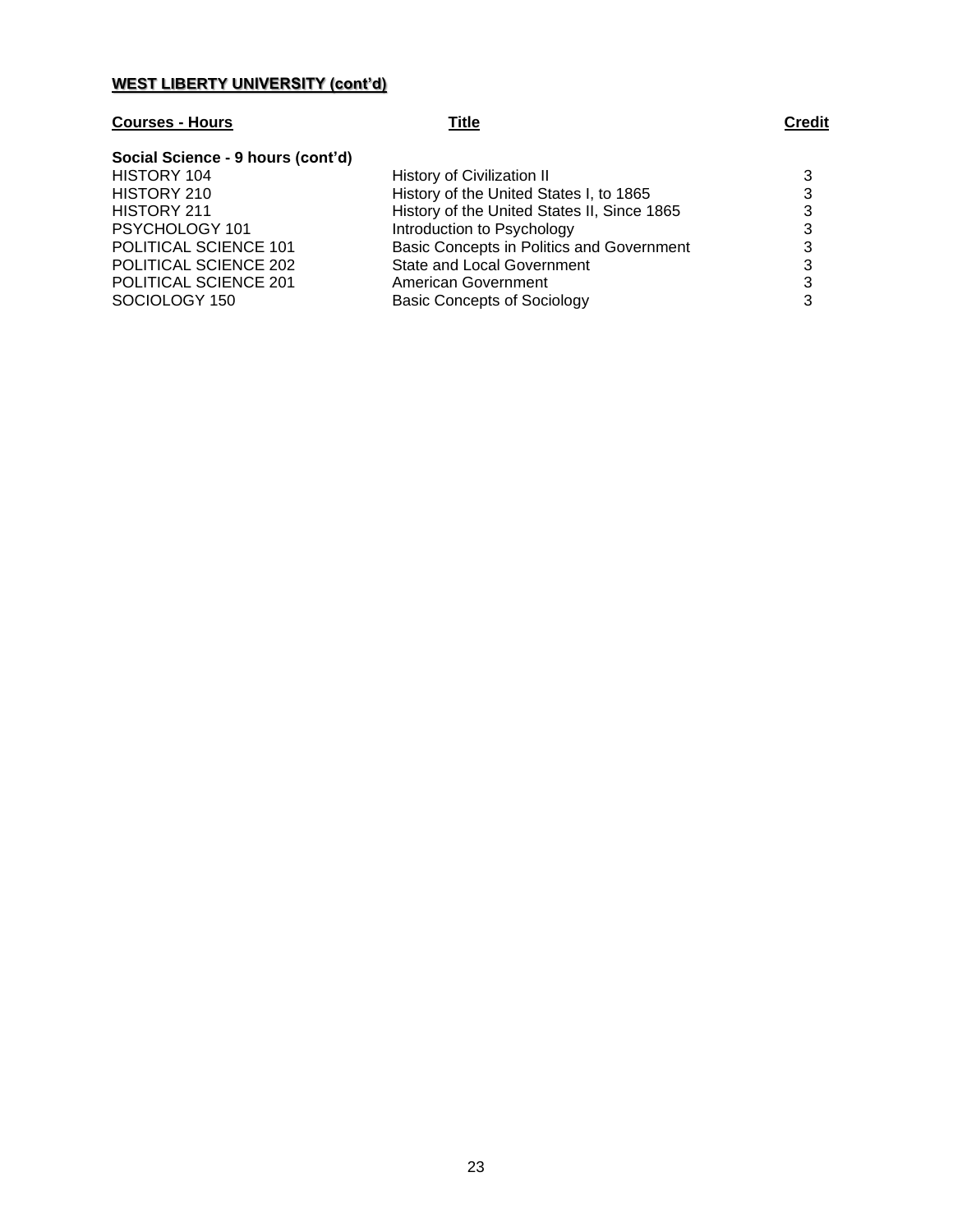**WEST LIBERTY UNIVERSITY (cont'd)**

| Courses - Hours | Title | Credit |
|---|---|---|
| **Social Science - 9 hours (cont'd)** | | |
| HISTORY 104 | History of Civilization II | 3 |
| HISTORY 210 | History of the United States I, to 1865 | 3 |
| HISTORY 211 | History of the United States II, Since 1865 | 3 |
| PSYCHOLOGY 101 | Introduction to Psychology | 3 |
| POLITICAL SCIENCE 101 | Basic Concepts in Politics and Government | 3 |
| POLITICAL SCIENCE 202 | State and Local Government | 3 |
| POLITICAL SCIENCE 201 | American Government | 3 |
| SOCIOLOGY 150 | Basic Concepts of Sociology | 3 |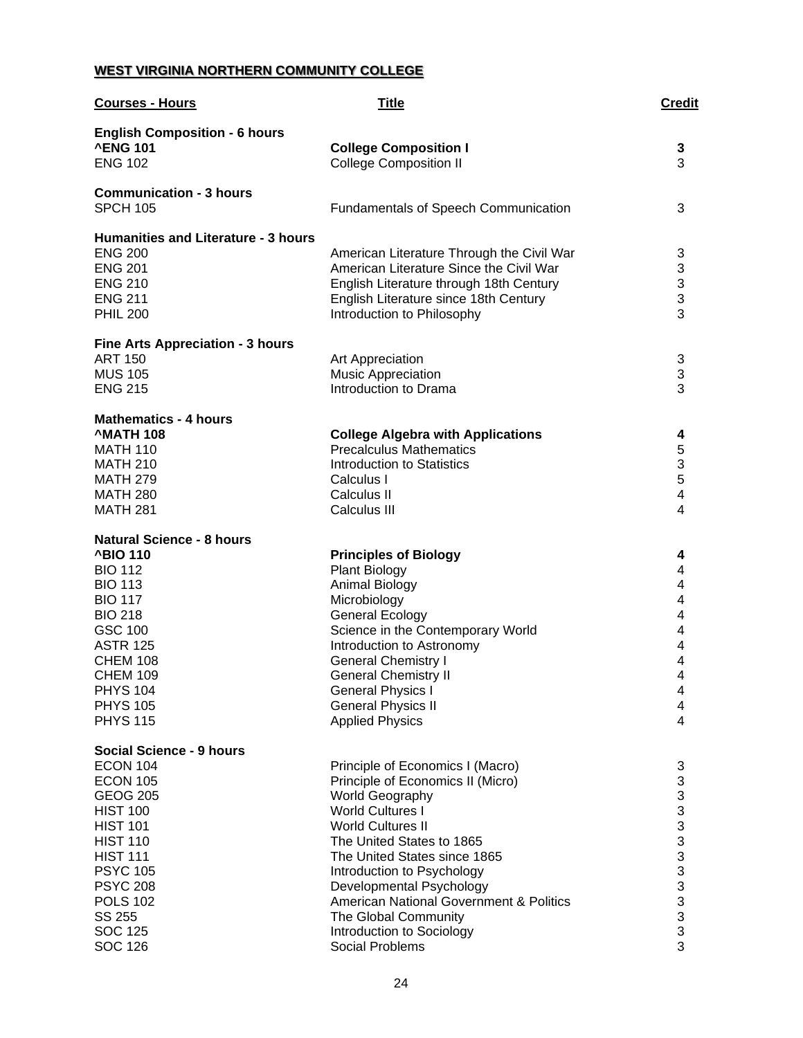## WEST VIRGINIA NORTHERN COMMUNITY COLLEGE

| Courses - Hours | Title | Credit |
|---|---|---|
| **English Composition - 6 hours** | | |
| **^ENG 101** | **College Composition I** | **3** |
| ENG 102 | College Composition II | 3 |
| **Communication - 3 hours** | | |
| SPCH 105 | Fundamentals of Speech Communication | 3 |
| **Humanities and Literature - 3 hours** | | |
| ENG 200 | American Literature Through the Civil War | 3 |
| ENG 201 | American Literature Since the Civil War | 3 |
| ENG 210 | English Literature through 18th Century | 3 |
| ENG 211 | English Literature since 18th Century | 3 |
| PHIL 200 | Introduction to Philosophy | 3 |
| **Fine Arts Appreciation - 3 hours** | | |
| ART 150 | Art Appreciation | 3 |
| MUS 105 | Music Appreciation | 3 |
| ENG 215 | Introduction to Drama | 3 |
| **Mathematics - 4 hours** | | |
| **^MATH 108** | **College Algebra with Applications** | **4** |
| MATH 110 | Precalculus Mathematics | 5 |
| MATH 210 | Introduction to Statistics | 3 |
| MATH 279 | Calculus I | 5 |
| MATH 280 | Calculus II | 4 |
| MATH 281 | Calculus III | 4 |
| **Natural Science - 8 hours** | | |
| **^BIO 110** | **Principles of Biology** | **4** |
| BIO 112 | Plant Biology | 4 |
| BIO 113 | Animal Biology | 4 |
| BIO 117 | Microbiology | 4 |
| BIO 218 | General Ecology | 4 |
| GSC 100 | Science in the Contemporary World | 4 |
| ASTR 125 | Introduction to Astronomy | 4 |
| CHEM 108 | General Chemistry I | 4 |
| CHEM 109 | General Chemistry II | 4 |
| PHYS 104 | General Physics I | 4 |
| PHYS 105 | General Physics II | 4 |
| PHYS 115 | Applied Physics | 4 |
| **Social Science - 9 hours** | | |
| ECON 104 | Principle of Economics I (Macro) | 3 |
| ECON 105 | Principle of Economics II (Micro) | 3 |
| GEOG 205 | World Geography | 3 |
| HIST 100 | World Cultures I | 3 |
| HIST 101 | World Cultures II | 3 |
| HIST 110 | The United States to 1865 | 3 |
| HIST 111 | The United States since 1865 | 3 |
| PSYC 105 | Introduction to Psychology | 3 |
| PSYC 208 | Developmental Psychology | 3 |
| POLS 102 | American National Government & Politics | 3 |
| SS 255 | The Global Community | 3 |
| SOC 125 | Introduction to Sociology | 3 |
| SOC 126 | Social Problems | 3 |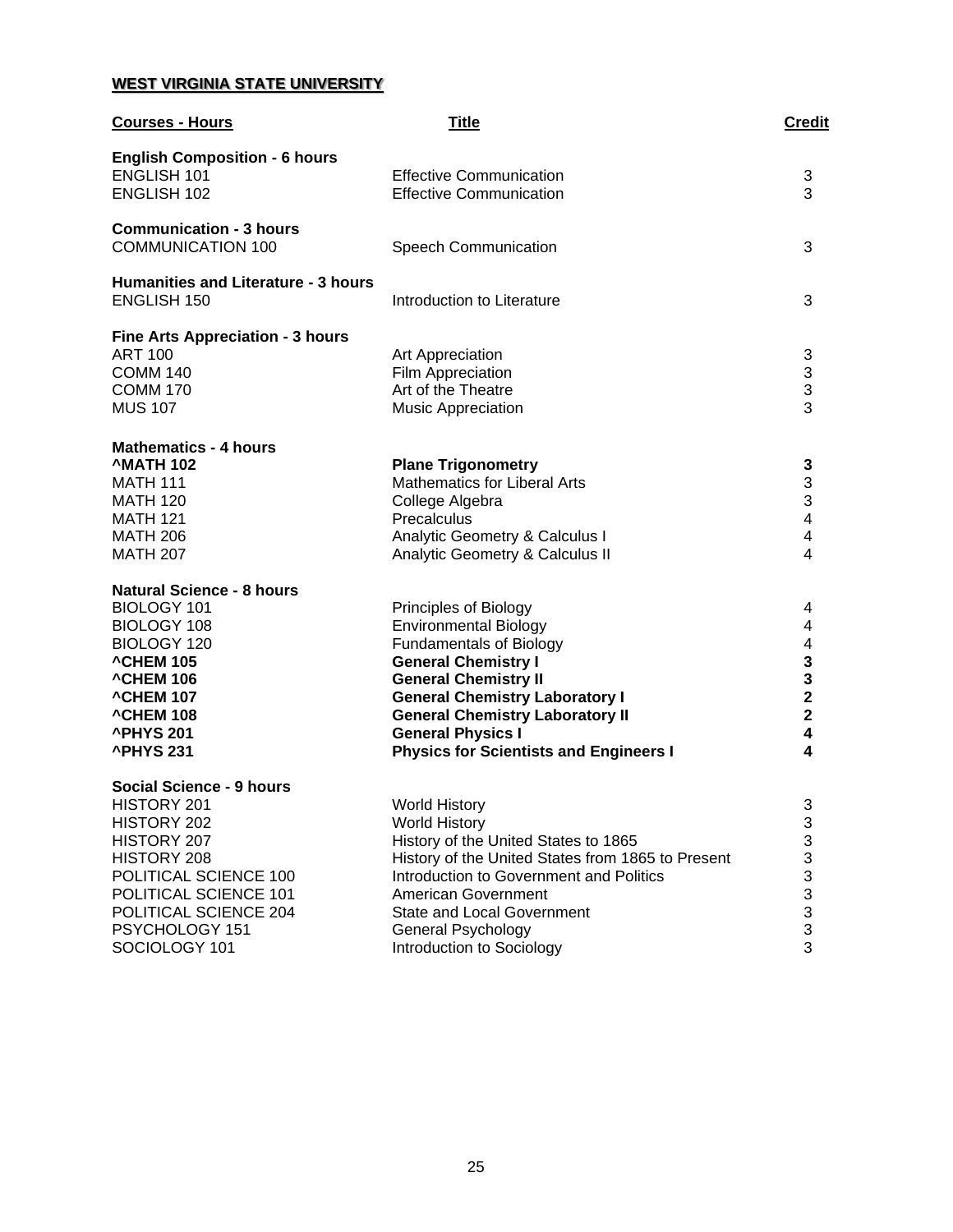## WEST VIRGINIA STATE UNIVERSITY

| Courses - Hours | Title | Credit |
|---|---|---|
| **English Composition - 6 hours** | | |
| ENGLISH 101 | Effective Communication | 3 |
| ENGLISH 102 | Effective Communication | 3 |
| **Communication - 3 hours** | | |
| COMMUNICATION 100 | Speech Communication | 3 |
| **Humanities and Literature - 3 hours** | | |
| ENGLISH 150 | Introduction to Literature | 3 |
| **Fine Arts Appreciation - 3 hours** | | |
| ART 100 | Art Appreciation | 3 |
| COMM 140 | Film Appreciation | 3 |
| COMM 170 | Art of the Theatre | 3 |
| MUS 107 | Music Appreciation | 3 |
| **Mathematics - 4 hours** | | |
| **^MATH 102** | **Plane Trigonometry** | **3** |
| MATH 111 | Mathematics for Liberal Arts | 3 |
| MATH 120 | College Algebra | 3 |
| MATH 121 | Precalculus | 4 |
| MATH 206 | Analytic Geometry & Calculus I | 4 |
| MATH 207 | Analytic Geometry & Calculus II | 4 |
| **Natural Science - 8 hours** | | |
| BIOLOGY 101 | Principles of Biology | 4 |
| BIOLOGY 108 | Environmental Biology | 4 |
| BIOLOGY 120 | Fundamentals of Biology | 4 |
| **^CHEM 105** | **General Chemistry I** | **3** |
| **^CHEM 106** | **General Chemistry II** | **3** |
| **^CHEM 107** | **General Chemistry Laboratory I** | **2** |
| **^CHEM 108** | **General Chemistry Laboratory II** | **2** |
| **^PHYS 201** | **General Physics I** | **4** |
| **^PHYS 231** | **Physics for Scientists and Engineers I** | **4** |
| **Social Science - 9 hours** | | |
| HISTORY 201 | World History | 3 |
| HISTORY 202 | World History | 3 |
| HISTORY 207 | History of the United States to 1865 | 3 |
| HISTORY 208 | History of the United States from 1865 to Present | 3 |
| POLITICAL SCIENCE 100 | Introduction to Government and Politics | 3 |
| POLITICAL SCIENCE 101 | American Government | 3 |
| POLITICAL SCIENCE 204 | State and Local Government | 3 |
| PSYCHOLOGY 151 | General Psychology | 3 |
| SOCIOLOGY 101 | Introduction to Sociology | 3 |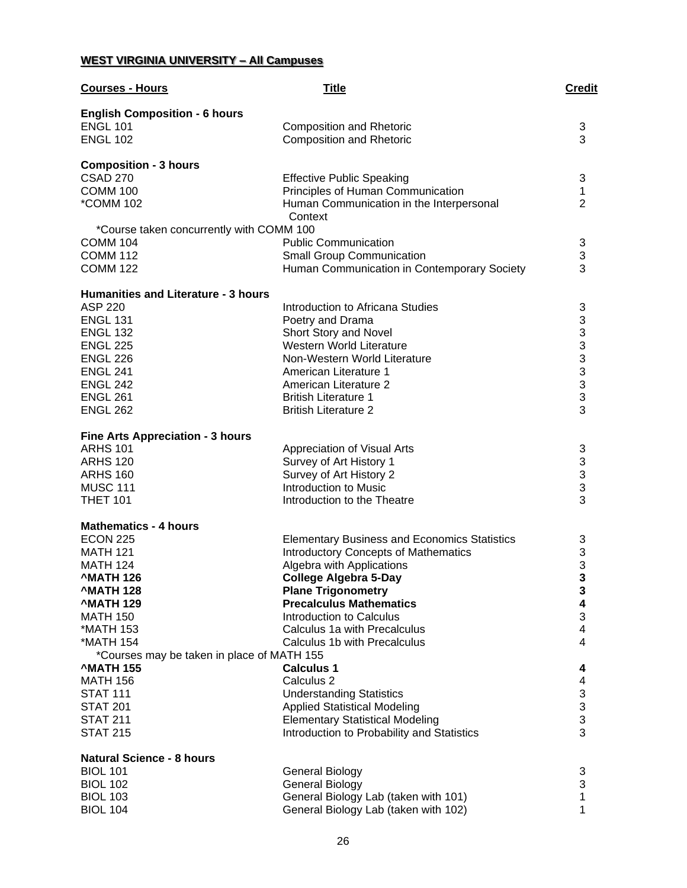## WEST VIRGINIA UNIVERSITY – All Campuses

| Courses - Hours | Title | Credit |
|---|---|---|
| **English Composition - 6 hours** | | |
| ENGL 101 | Composition and Rhetoric | 3 |
| ENGL 102 | Composition and Rhetoric | 3 |
| **Composition - 3 hours** | | |
| CSAD 270 | Effective Public Speaking | 3 |
| COMM 100 | Principles of Human Communication | 1 |
| *COMM 102 | Human Communication in the Interpersonal Context | 2 |
| *Course taken concurrently with COMM 100 | | |
| COMM 104 | Public Communication | 3 |
| COMM 112 | Small Group Communication | 3 |
| COMM 122 | Human Communication in Contemporary Society | 3 |
| **Humanities and Literature - 3 hours** | | |
| ASP 220 | Introduction to Africana Studies | 3 |
| ENGL 131 | Poetry and Drama | 3 |
| ENGL 132 | Short Story and Novel | 3 |
| ENGL 225 | Western World Literature | 3 |
| ENGL 226 | Non-Western World Literature | 3 |
| ENGL 241 | American Literature 1 | 3 |
| ENGL 242 | American Literature 2 | 3 |
| ENGL 261 | British Literature 1 | 3 |
| ENGL 262 | British Literature 2 | 3 |
| **Fine Arts Appreciation - 3 hours** | | |
| ARHS 101 | Appreciation of Visual Arts | 3 |
| ARHS 120 | Survey of Art History 1 | 3 |
| ARHS 160 | Survey of Art History 2 | 3 |
| MUSC 111 | Introduction to Music | 3 |
| THET 101 | Introduction to the Theatre | 3 |
| **Mathematics - 4 hours** | | |
| ECON 225 | Elementary Business and Economics Statistics | 3 |
| MATH 121 | Introductory Concepts of Mathematics | 3 |
| MATH 124 | Algebra with Applications | 3 |
| **^MATH 126** | **College Algebra 5-Day** | **3** |
| **^MATH 128** | **Plane Trigonometry** | **3** |
| **^MATH 129** | **Precalculus Mathematics** | **4** |
| MATH 150 | Introduction to Calculus | 3 |
| *MATH 153 | Calculus 1a with Precalculus | 4 |
| *MATH 154 | Calculus 1b with Precalculus | 4 |
| *Courses may be taken in place of MATH 155 | | |
| **^MATH 155** | **Calculus 1** | **4** |
| MATH 156 | Calculus 2 | 4 |
| STAT 111 | Understanding Statistics | 3 |
| STAT 201 | Applied Statistical Modeling | 3 |
| STAT 211 | Elementary Statistical Modeling | 3 |
| STAT 215 | Introduction to Probability and Statistics | 3 |
| **Natural Science - 8 hours** | | |
| BIOL 101 | General Biology | 3 |
| BIOL 102 | General Biology | 3 |
| BIOL 103 | General Biology Lab (taken with 101) | 1 |
| BIOL 104 | General Biology Lab (taken with 102) | 1 |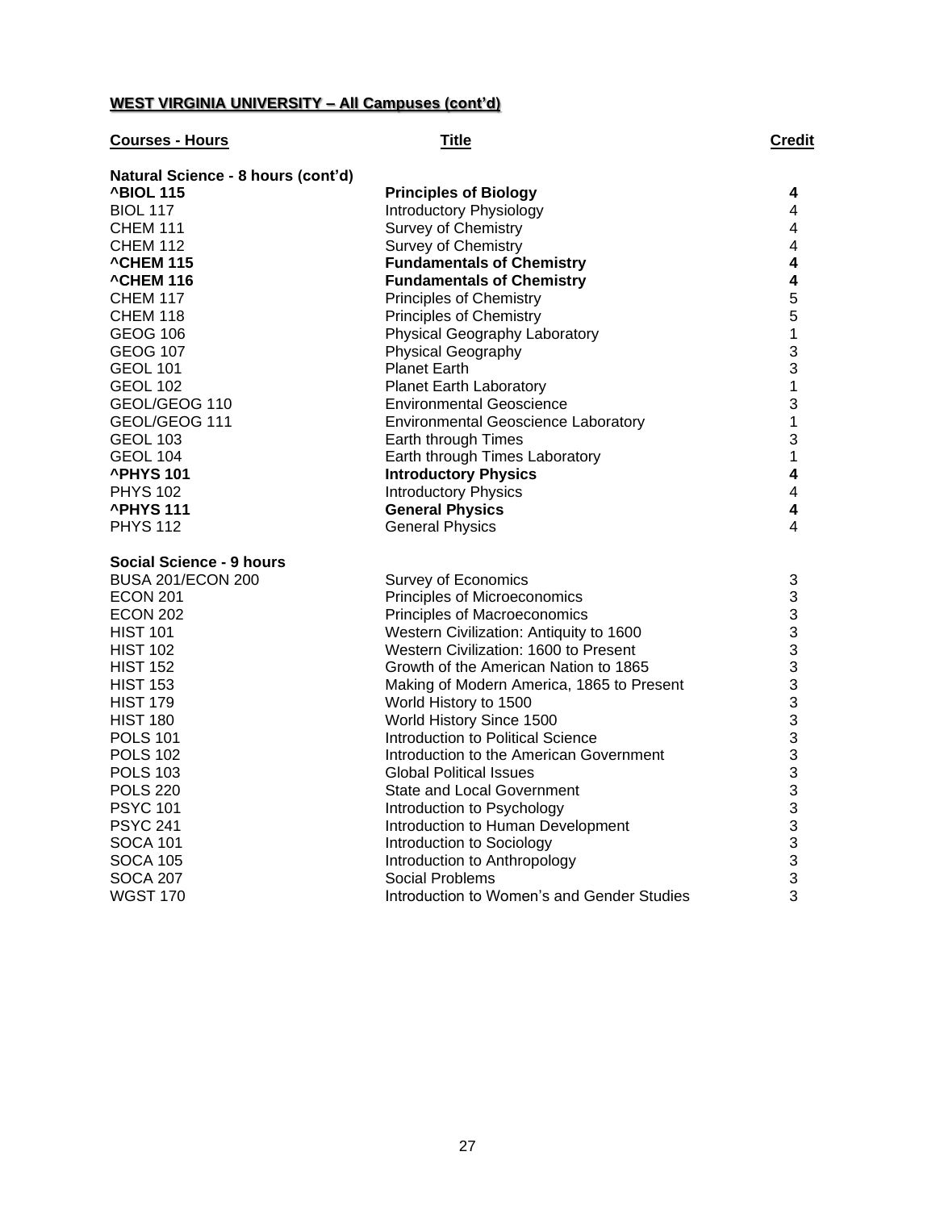**WEST VIRGINIA UNIVERSITY – All Campuses (cont'd)**

| Courses - Hours | Title | Credit |
|---|---|---|
| **Natural Science - 8 hours (cont'd)** | | |
| **^BIOL 115** | **Principles of Biology** | **4** |
| BIOL 117 | Introductory Physiology | 4 |
| CHEM 111 | Survey of Chemistry | 4 |
| CHEM 112 | Survey of Chemistry | 4 |
| **^CHEM 115** | **Fundamentals of Chemistry** | **4** |
| **^CHEM 116** | **Fundamentals of Chemistry** | **4** |
| CHEM 117 | Principles of Chemistry | 5 |
| CHEM 118 | Principles of Chemistry | 5 |
| GEOG 106 | Physical Geography Laboratory | 1 |
| GEOG 107 | Physical Geography | 3 |
| GEOL 101 | Planet Earth | 3 |
| GEOL 102 | Planet Earth Laboratory | 1 |
| GEOL/GEOG 110 | Environmental Geoscience | 3 |
| GEOL/GEOG 111 | Environmental Geoscience Laboratory | 1 |
| GEOL 103 | Earth through Times | 3 |
| GEOL 104 | Earth through Times Laboratory | 1 |
| **^PHYS 101** | **Introductory Physics** | **4** |
| PHYS 102 | Introductory Physics | 4 |
| **^PHYS 111** | **General Physics** | **4** |
| PHYS 112 | General Physics | 4 |
| **Social Science - 9 hours** | | |
| BUSA 201/ECON 200 | Survey of Economics | 3 |
| ECON 201 | Principles of Microeconomics | 3 |
| ECON 202 | Principles of Macroeconomics | 3 |
| HIST 101 | Western Civilization: Antiquity to 1600 | 3 |
| HIST 102 | Western Civilization: 1600 to Present | 3 |
| HIST 152 | Growth of the American Nation to 1865 | 3 |
| HIST 153 | Making of Modern America, 1865 to Present | 3 |
| HIST 179 | World History to 1500 | 3 |
| HIST 180 | World History Since 1500 | 3 |
| POLS 101 | Introduction to Political Science | 3 |
| POLS 102 | Introduction to the American Government | 3 |
| POLS 103 | Global Political Issues | 3 |
| POLS 220 | State and Local Government | 3 |
| PSYC 101 | Introduction to Psychology | 3 |
| PSYC 241 | Introduction to Human Development | 3 |
| SOCA 101 | Introduction to Sociology | 3 |
| SOCA 105 | Introduction to Anthropology | 3 |
| SOCA 207 | Social Problems | 3 |
| WGST 170 | Introduction to Women's and Gender Studies | 3 |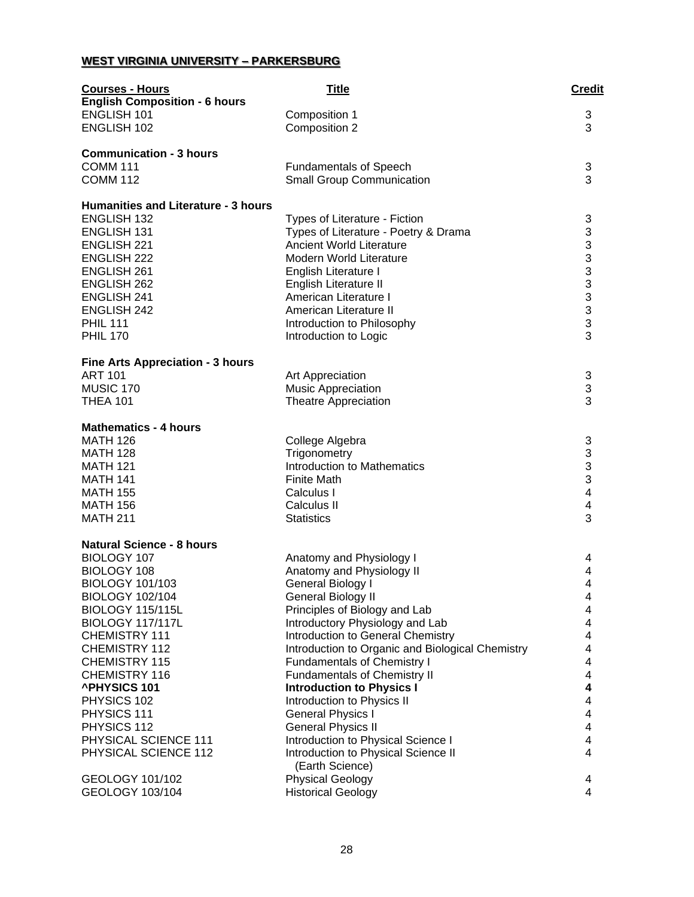**WEST VIRGINIA UNIVERSITY – PARKERSBURG**

| Courses - Hours | Title | Credit |
|---|---|---|
| **English Composition - 6 hours** | | |
| ENGLISH 101 | Composition 1 | 3 |
| ENGLISH 102 | Composition 2 | 3 |
| **Communication - 3 hours** | | |
| COMM 111 | Fundamentals of Speech | 3 |
| COMM 112 | Small Group Communication | 3 |
| **Humanities and Literature - 3 hours** | | |
| ENGLISH 132 | Types of Literature - Fiction | 3 |
| ENGLISH 131 | Types of Literature - Poetry & Drama | 3 |
| ENGLISH 221 | Ancient World Literature | 3 |
| ENGLISH 222 | Modern World Literature | 3 |
| ENGLISH 261 | English Literature I | 3 |
| ENGLISH 262 | English Literature II | 3 |
| ENGLISH 241 | American Literature I | 3 |
| ENGLISH 242 | American Literature II | 3 |
| PHIL 111 | Introduction to Philosophy | 3 |
| PHIL 170 | Introduction to Logic | 3 |
| **Fine Arts Appreciation - 3 hours** | | |
| ART 101 | Art Appreciation | 3 |
| MUSIC 170 | Music Appreciation | 3 |
| THEA 101 | Theatre Appreciation | 3 |
| **Mathematics - 4 hours** | | |
| MATH 126 | College Algebra | 3 |
| MATH 128 | Trigonometry | 3 |
| MATH 121 | Introduction to Mathematics | 3 |
| MATH 141 | Finite Math | 3 |
| MATH 155 | Calculus I | 4 |
| MATH 156 | Calculus II | 4 |
| MATH 211 | Statistics | 3 |
| **Natural Science - 8 hours** | | |
| BIOLOGY 107 | Anatomy and Physiology I | 4 |
| BIOLOGY 108 | Anatomy and Physiology II | 4 |
| BIOLOGY 101/103 | General Biology I | 4 |
| BIOLOGY 102/104 | General Biology II | 4 |
| BIOLOGY 115/115L | Principles of Biology and Lab | 4 |
| BIOLOGY 117/117L | Introductory Physiology and Lab | 4 |
| CHEMISTRY 111 | Introduction to General Chemistry | 4 |
| CHEMISTRY 112 | Introduction to Organic and Biological Chemistry | 4 |
| CHEMISTRY 115 | Fundamentals of Chemistry I | 4 |
| CHEMISTRY 116 | Fundamentals of Chemistry II | 4 |
| **^PHYSICS 101** | **Introduction to Physics I** | **4** |
| PHYSICS 102 | Introduction to Physics II | 4 |
| PHYSICS 111 | General Physics I | 4 |
| PHYSICS 112 | General Physics II | 4 |
| PHYSICAL SCIENCE 111 | Introduction to Physical Science I | 4 |
| PHYSICAL SCIENCE 112 | Introduction to Physical Science II (Earth Science) | 4 |
| GEOLOGY 101/102 | Physical Geology | 4 |
| GEOLOGY 103/104 | Historical Geology | 4 |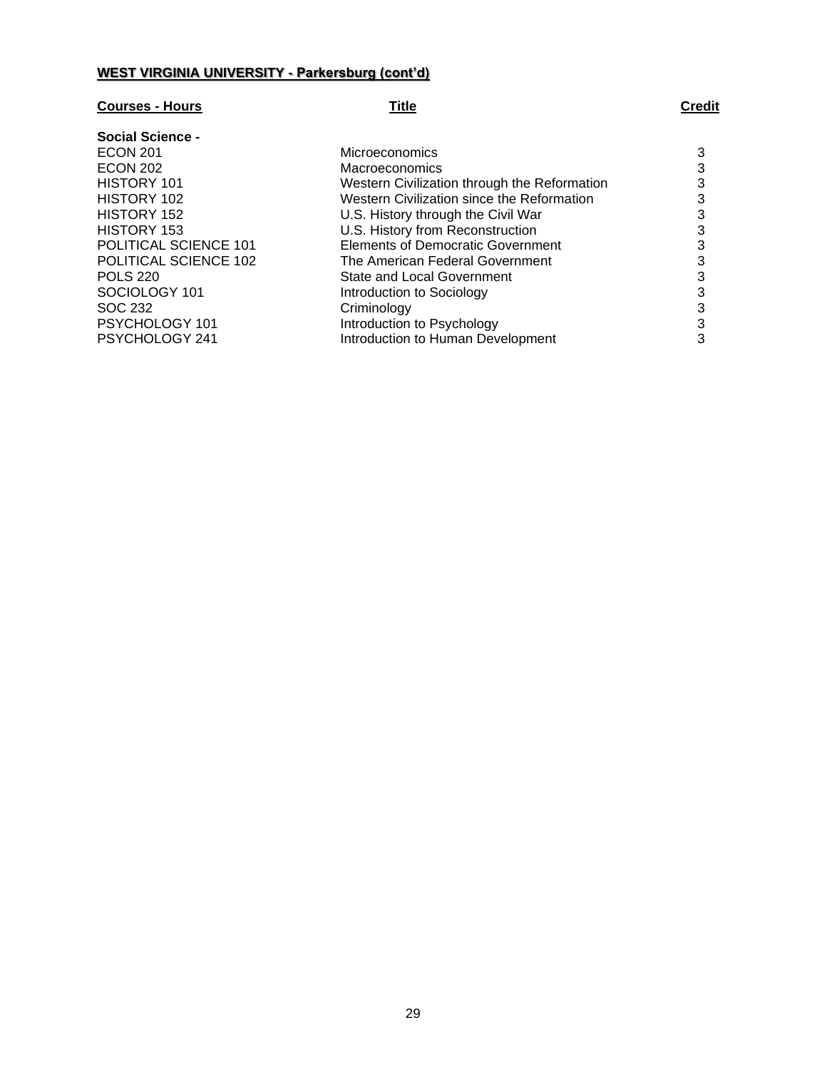**WEST VIRGINIA UNIVERSITY - Parkersburg (cont'd)**

| Courses - Hours | Title | Credit |
|---|---|---|
| **Social Science -** | | |
| ECON 201 | Microeconomics | 3 |
| ECON 202 | Macroeconomics | 3 |
| HISTORY 101 | Western Civilization through the Reformation | 3 |
| HISTORY 102 | Western Civilization since the Reformation | 3 |
| HISTORY 152 | U.S. History through the Civil War | 3 |
| HISTORY 153 | U.S. History from Reconstruction | 3 |
| POLITICAL SCIENCE 101 | Elements of Democratic Government | 3 |
| POLITICAL SCIENCE 102 | The American Federal Government | 3 |
| POLS 220 | State and Local Government | 3 |
| SOCIOLOGY 101 | Introduction to Sociology | 3 |
| SOC 232 | Criminology | 3 |
| PSYCHOLOGY 101 | Introduction to Psychology | 3 |
| PSYCHOLOGY 241 | Introduction to Human Development | 3 |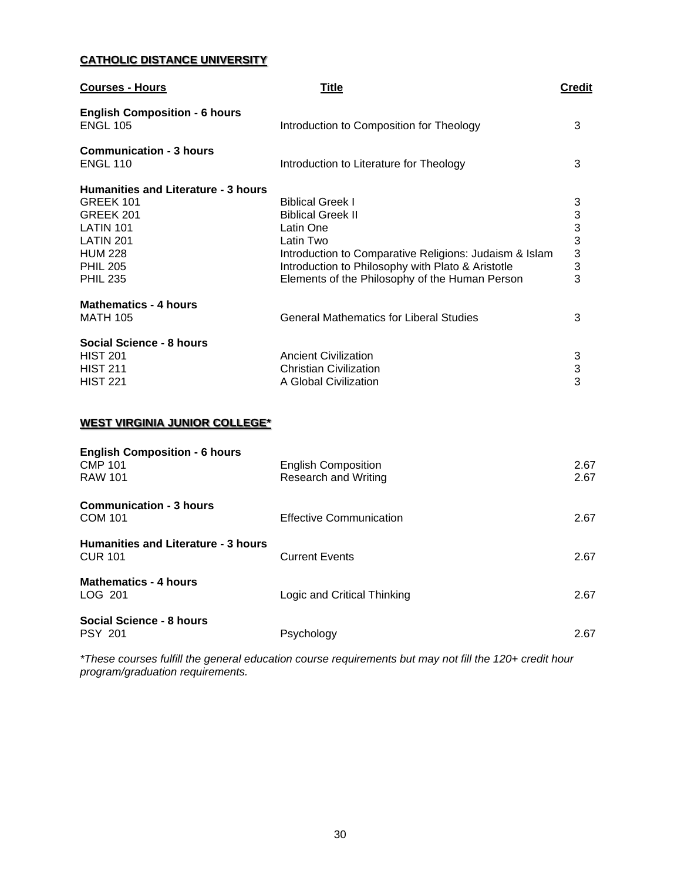## CATHOLIC DISTANCE UNIVERSITY

| Courses - Hours | Title | Credit |
|---|---|---|
| **English Composition - 6 hours** | | |
| ENGL 105 | Introduction to Composition for Theology | 3 |
| **Communication - 3 hours** | | |
| ENGL 110 | Introduction to Literature for Theology | 3 |
| **Humanities and Literature - 3 hours** | | |
| GREEK 101 | Biblical Greek I | 3 |
| GREEK 201 | Biblical Greek II | 3 |
| LATIN 101 | Latin One | 3 |
| LATIN 201 | Latin Two | 3 |
| HUM 228 | Introduction to Comparative Religions: Judaism & Islam | 3 |
| PHIL 205 | Introduction to Philosophy with Plato & Aristotle | 3 |
| PHIL 235 | Elements of the Philosophy of the Human Person | 3 |
| **Mathematics - 4 hours** | | |
| MATH 105 | General Mathematics for Liberal Studies | 3 |
| **Social Science - 8 hours** | | |
| HIST 201 | Ancient Civilization | 3 |
| HIST 211 | Christian Civilization | 3 |
| HIST 221 | A Global Civilization | 3 |

## WEST VIRGINIA JUNIOR COLLEGE*

| | | |
|---|---|---|
| **English Composition - 6 hours** | | |
| CMP 101 | English Composition | 2.67 |
| RAW 101 | Research and Writing | 2.67 |
| **Communication - 3 hours** | | |
| COM 101 | Effective Communication | 2.67 |
| **Humanities and Literature - 3 hours** | | |
| CUR 101 | Current Events | 2.67 |
| **Mathematics - 4 hours** | | |
| LOG 201 | Logic and Critical Thinking | 2.67 |
| **Social Science - 8 hours** | | |
| PSY 201 | Psychology | 2.67 |

*\*These courses fulfill the general education course requirements but may not fill the 120+ credit hour program/graduation requirements.*